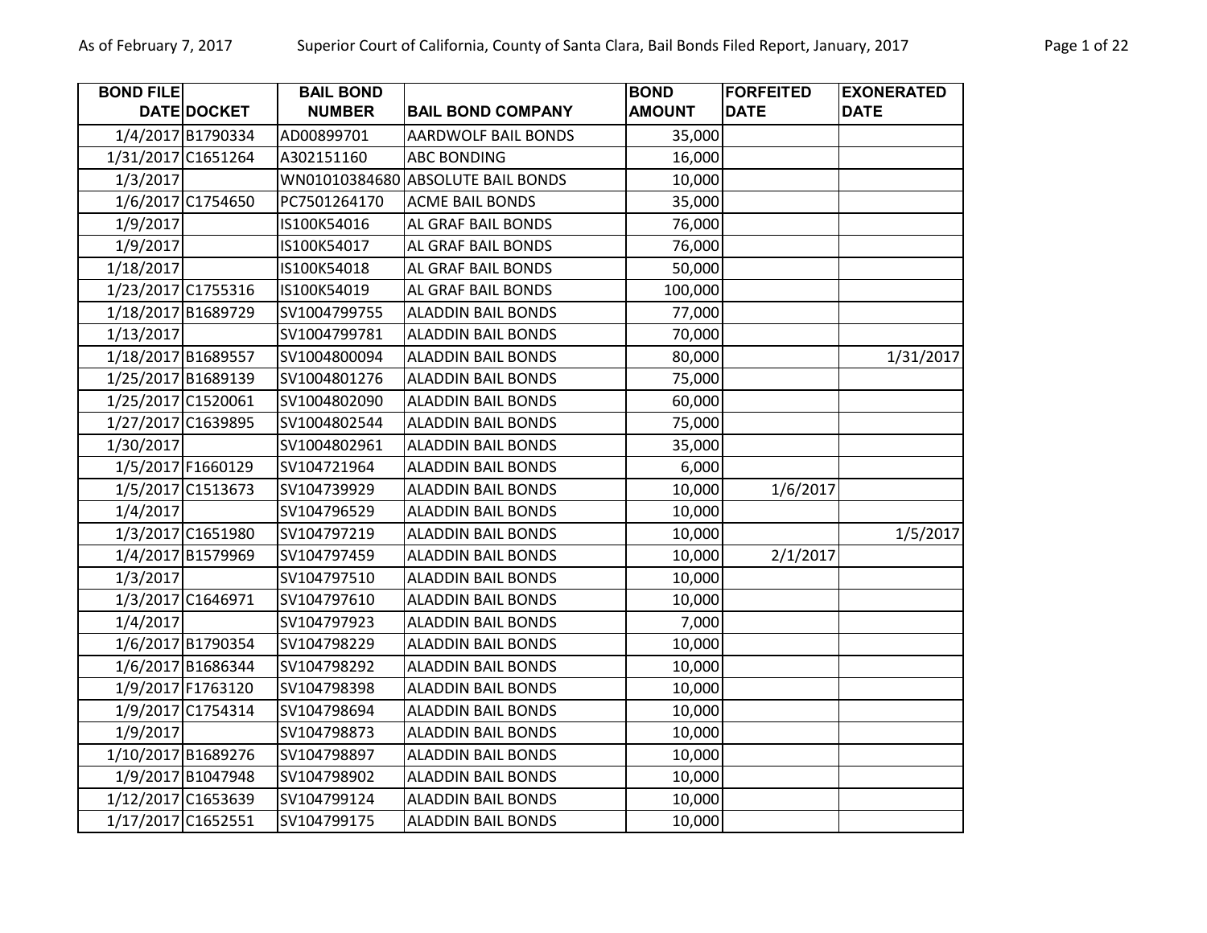| BOND FILE DATE | DOCKET | BAIL BOND NUMBER | BAIL BOND COMPANY | BOND AMOUNT | FORFEITED DATE | EXONERATED DATE |
|---|---|---|---|---|---|---|
| 1/4/2017 | B1790334 | AD00899701 | AARDWOLF BAIL BONDS | 35,000 | | |
| 1/31/2017 | C1651264 | A302151160 | ABC BONDING | 16,000 | | |
| 1/3/2017 | | WN01010384680 | ABSOLUTE BAIL BONDS | 10,000 | | |
| 1/6/2017 | C1754650 | PC7501264170 | ACME BAIL BONDS | 35,000 | | |
| 1/9/2017 | | IS100K54016 | AL GRAF BAIL BONDS | 76,000 | | |
| 1/9/2017 | | IS100K54017 | AL GRAF BAIL BONDS | 76,000 | | |
| 1/18/2017 | | IS100K54018 | AL GRAF BAIL BONDS | 50,000 | | |
| 1/23/2017 | C1755316 | IS100K54019 | AL GRAF BAIL BONDS | 100,000 | | |
| 1/18/2017 | B1689729 | SV1004799755 | ALADDIN BAIL BONDS | 77,000 | | |
| 1/13/2017 | | SV1004799781 | ALADDIN BAIL BONDS | 70,000 | | |
| 1/18/2017 | B1689557 | SV1004800094 | ALADDIN BAIL BONDS | 80,000 | | 1/31/2017 |
| 1/25/2017 | B1689139 | SV1004801276 | ALADDIN BAIL BONDS | 75,000 | | |
| 1/25/2017 | C1520061 | SV1004802090 | ALADDIN BAIL BONDS | 60,000 | | |
| 1/27/2017 | C1639895 | SV1004802544 | ALADDIN BAIL BONDS | 75,000 | | |
| 1/30/2017 | | SV1004802961 | ALADDIN BAIL BONDS | 35,000 | | |
| 1/5/2017 | F1660129 | SV104721964 | ALADDIN BAIL BONDS | 6,000 | | |
| 1/5/2017 | C1513673 | SV104739929 | ALADDIN BAIL BONDS | 10,000 | 1/6/2017 | |
| 1/4/2017 | | SV104796529 | ALADDIN BAIL BONDS | 10,000 | | |
| 1/3/2017 | C1651980 | SV104797219 | ALADDIN BAIL BONDS | 10,000 | | 1/5/2017 |
| 1/4/2017 | B1579969 | SV104797459 | ALADDIN BAIL BONDS | 10,000 | 2/1/2017 | |
| 1/3/2017 | | SV104797510 | ALADDIN BAIL BONDS | 10,000 | | |
| 1/3/2017 | C1646971 | SV104797610 | ALADDIN BAIL BONDS | 10,000 | | |
| 1/4/2017 | | SV104797923 | ALADDIN BAIL BONDS | 7,000 | | |
| 1/6/2017 | B1790354 | SV104798229 | ALADDIN BAIL BONDS | 10,000 | | |
| 1/6/2017 | B1686344 | SV104798292 | ALADDIN BAIL BONDS | 10,000 | | |
| 1/9/2017 | F1763120 | SV104798398 | ALADDIN BAIL BONDS | 10,000 | | |
| 1/9/2017 | C1754314 | SV104798694 | ALADDIN BAIL BONDS | 10,000 | | |
| 1/9/2017 | | SV104798873 | ALADDIN BAIL BONDS | 10,000 | | |
| 1/10/2017 | B1689276 | SV104798897 | ALADDIN BAIL BONDS | 10,000 | | |
| 1/9/2017 | B1047948 | SV104798902 | ALADDIN BAIL BONDS | 10,000 | | |
| 1/12/2017 | C1653639 | SV104799124 | ALADDIN BAIL BONDS | 10,000 | | |
| 1/17/2017 | C1652551 | SV104799175 | ALADDIN BAIL BONDS | 10,000 | | |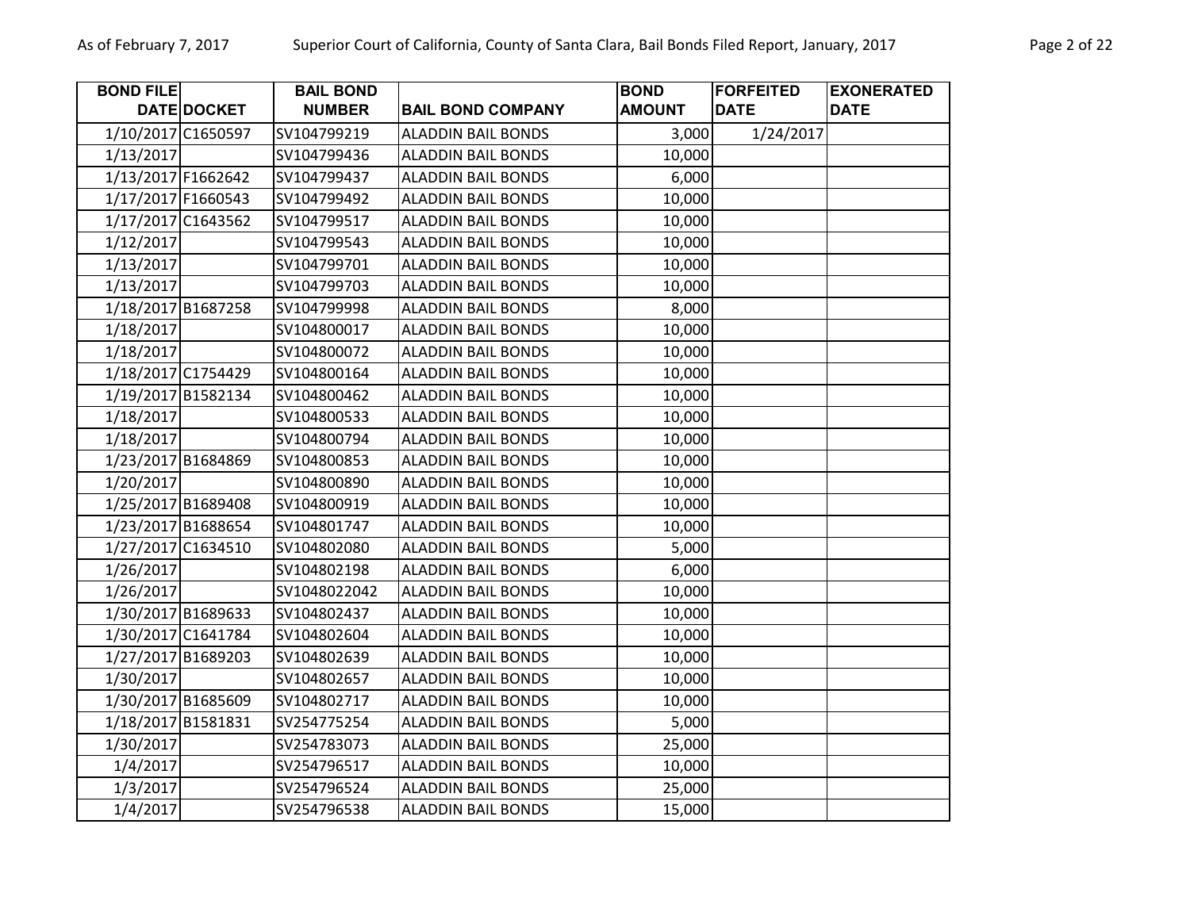| BOND FILE DATE | DOCKET | BAIL BOND NUMBER | BAIL BOND COMPANY | BOND AMOUNT | FORFEITED DATE | EXONERATED DATE |
|---|---|---|---|---|---|---|
| 1/10/2017 | C1650597 | SV104799219 | ALADDIN BAIL BONDS | 3,000 | 1/24/2017 | |
| 1/13/2017 | | SV104799436 | ALADDIN BAIL BONDS | 10,000 | | |
| 1/13/2017 | F1662642 | SV104799437 | ALADDIN BAIL BONDS | 6,000 | | |
| 1/17/2017 | F1660543 | SV104799492 | ALADDIN BAIL BONDS | 10,000 | | |
| 1/17/2017 | C1643562 | SV104799517 | ALADDIN BAIL BONDS | 10,000 | | |
| 1/12/2017 | | SV104799543 | ALADDIN BAIL BONDS | 10,000 | | |
| 1/13/2017 | | SV104799701 | ALADDIN BAIL BONDS | 10,000 | | |
| 1/13/2017 | | SV104799703 | ALADDIN BAIL BONDS | 10,000 | | |
| 1/18/2017 | B1687258 | SV104799998 | ALADDIN BAIL BONDS | 8,000 | | |
| 1/18/2017 | | SV104800017 | ALADDIN BAIL BONDS | 10,000 | | |
| 1/18/2017 | | SV104800072 | ALADDIN BAIL BONDS | 10,000 | | |
| 1/18/2017 | C1754429 | SV104800164 | ALADDIN BAIL BONDS | 10,000 | | |
| 1/19/2017 | B1582134 | SV104800462 | ALADDIN BAIL BONDS | 10,000 | | |
| 1/18/2017 | | SV104800533 | ALADDIN BAIL BONDS | 10,000 | | |
| 1/18/2017 | | SV104800794 | ALADDIN BAIL BONDS | 10,000 | | |
| 1/23/2017 | B1684869 | SV104800853 | ALADDIN BAIL BONDS | 10,000 | | |
| 1/20/2017 | | SV104800890 | ALADDIN BAIL BONDS | 10,000 | | |
| 1/25/2017 | B1689408 | SV104800919 | ALADDIN BAIL BONDS | 10,000 | | |
| 1/23/2017 | B1688654 | SV104801747 | ALADDIN BAIL BONDS | 10,000 | | |
| 1/27/2017 | C1634510 | SV104802080 | ALADDIN BAIL BONDS | 5,000 | | |
| 1/26/2017 | | SV104802198 | ALADDIN BAIL BONDS | 6,000 | | |
| 1/26/2017 | | SV1048022042 | ALADDIN BAIL BONDS | 10,000 | | |
| 1/30/2017 | B1689633 | SV104802437 | ALADDIN BAIL BONDS | 10,000 | | |
| 1/30/2017 | C1641784 | SV104802604 | ALADDIN BAIL BONDS | 10,000 | | |
| 1/27/2017 | B1689203 | SV104802639 | ALADDIN BAIL BONDS | 10,000 | | |
| 1/30/2017 | | SV104802657 | ALADDIN BAIL BONDS | 10,000 | | |
| 1/30/2017 | B1685609 | SV104802717 | ALADDIN BAIL BONDS | 10,000 | | |
| 1/18/2017 | B1581831 | SV254775254 | ALADDIN BAIL BONDS | 5,000 | | |
| 1/30/2017 | | SV254783073 | ALADDIN BAIL BONDS | 25,000 | | |
| 1/4/2017 | | SV254796517 | ALADDIN BAIL BONDS | 10,000 | | |
| 1/3/2017 | | SV254796524 | ALADDIN BAIL BONDS | 25,000 | | |
| 1/4/2017 | | SV254796538 | ALADDIN BAIL BONDS | 15,000 | | |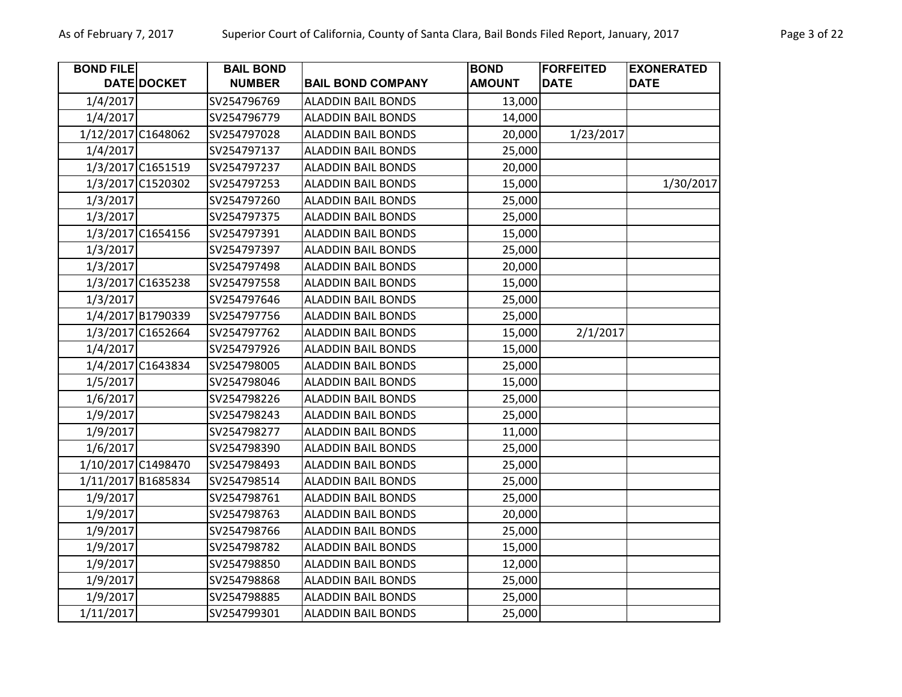| BOND FILE DATE | DOCKET | BAIL BOND NUMBER | BAIL BOND COMPANY | BOND AMOUNT | FORFEITED DATE | EXONERATED DATE |
|---|---|---|---|---|---|---|
| 1/4/2017 | | SV254796769 | ALADDIN BAIL BONDS | 13,000 | | |
| 1/4/2017 | | SV254796779 | ALADDIN BAIL BONDS | 14,000 | | |
| 1/12/2017 | C1648062 | SV254797028 | ALADDIN BAIL BONDS | 20,000 | 1/23/2017 | |
| 1/4/2017 | | SV254797137 | ALADDIN BAIL BONDS | 25,000 | | |
| 1/3/2017 | C1651519 | SV254797237 | ALADDIN BAIL BONDS | 20,000 | | |
| 1/3/2017 | C1520302 | SV254797253 | ALADDIN BAIL BONDS | 15,000 | | 1/30/2017 |
| 1/3/2017 | | SV254797260 | ALADDIN BAIL BONDS | 25,000 | | |
| 1/3/2017 | | SV254797375 | ALADDIN BAIL BONDS | 25,000 | | |
| 1/3/2017 | C1654156 | SV254797391 | ALADDIN BAIL BONDS | 15,000 | | |
| 1/3/2017 | | SV254797397 | ALADDIN BAIL BONDS | 25,000 | | |
| 1/3/2017 | | SV254797498 | ALADDIN BAIL BONDS | 20,000 | | |
| 1/3/2017 | C1635238 | SV254797558 | ALADDIN BAIL BONDS | 15,000 | | |
| 1/3/2017 | | SV254797646 | ALADDIN BAIL BONDS | 25,000 | | |
| 1/4/2017 | B1790339 | SV254797756 | ALADDIN BAIL BONDS | 25,000 | | |
| 1/3/2017 | C1652664 | SV254797762 | ALADDIN BAIL BONDS | 15,000 | 2/1/2017 | |
| 1/4/2017 | | SV254797926 | ALADDIN BAIL BONDS | 15,000 | | |
| 1/4/2017 | C1643834 | SV254798005 | ALADDIN BAIL BONDS | 25,000 | | |
| 1/5/2017 | | SV254798046 | ALADDIN BAIL BONDS | 15,000 | | |
| 1/6/2017 | | SV254798226 | ALADDIN BAIL BONDS | 25,000 | | |
| 1/9/2017 | | SV254798243 | ALADDIN BAIL BONDS | 25,000 | | |
| 1/9/2017 | | SV254798277 | ALADDIN BAIL BONDS | 11,000 | | |
| 1/6/2017 | | SV254798390 | ALADDIN BAIL BONDS | 25,000 | | |
| 1/10/2017 | C1498470 | SV254798493 | ALADDIN BAIL BONDS | 25,000 | | |
| 1/11/2017 | B1685834 | SV254798514 | ALADDIN BAIL BONDS | 25,000 | | |
| 1/9/2017 | | SV254798761 | ALADDIN BAIL BONDS | 25,000 | | |
| 1/9/2017 | | SV254798763 | ALADDIN BAIL BONDS | 20,000 | | |
| 1/9/2017 | | SV254798766 | ALADDIN BAIL BONDS | 25,000 | | |
| 1/9/2017 | | SV254798782 | ALADDIN BAIL BONDS | 15,000 | | |
| 1/9/2017 | | SV254798850 | ALADDIN BAIL BONDS | 12,000 | | |
| 1/9/2017 | | SV254798868 | ALADDIN BAIL BONDS | 25,000 | | |
| 1/9/2017 | | SV254798885 | ALADDIN BAIL BONDS | 25,000 | | |
| 1/11/2017 | | SV254799301 | ALADDIN BAIL BONDS | 25,000 | | |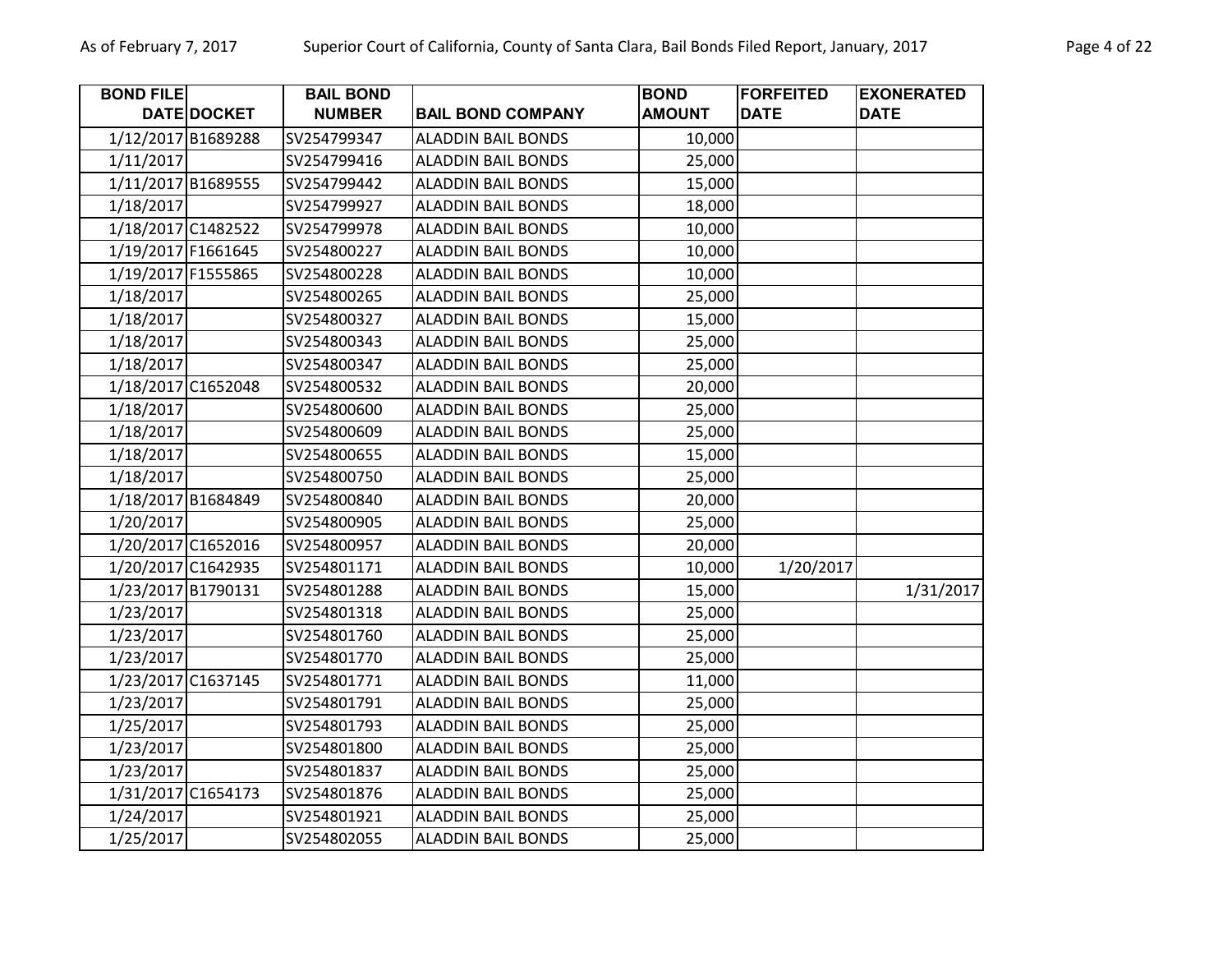| BOND FILE DATE | DOCKET | BAIL BOND NUMBER | BAIL BOND COMPANY | BOND AMOUNT | FORFEITED DATE | EXONERATED DATE |
|---|---|---|---|---|---|---|
| 1/12/2017 | B1689288 | SV254799347 | ALADDIN BAIL BONDS | 10,000 | | |
| 1/11/2017 | | SV254799416 | ALADDIN BAIL BONDS | 25,000 | | |
| 1/11/2017 | B1689555 | SV254799442 | ALADDIN BAIL BONDS | 15,000 | | |
| 1/18/2017 | | SV254799927 | ALADDIN BAIL BONDS | 18,000 | | |
| 1/18/2017 | C1482522 | SV254799978 | ALADDIN BAIL BONDS | 10,000 | | |
| 1/19/2017 | F1661645 | SV254800227 | ALADDIN BAIL BONDS | 10,000 | | |
| 1/19/2017 | F1555865 | SV254800228 | ALADDIN BAIL BONDS | 10,000 | | |
| 1/18/2017 | | SV254800265 | ALADDIN BAIL BONDS | 25,000 | | |
| 1/18/2017 | | SV254800327 | ALADDIN BAIL BONDS | 15,000 | | |
| 1/18/2017 | | SV254800343 | ALADDIN BAIL BONDS | 25,000 | | |
| 1/18/2017 | | SV254800347 | ALADDIN BAIL BONDS | 25,000 | | |
| 1/18/2017 | C1652048 | SV254800532 | ALADDIN BAIL BONDS | 20,000 | | |
| 1/18/2017 | | SV254800600 | ALADDIN BAIL BONDS | 25,000 | | |
| 1/18/2017 | | SV254800609 | ALADDIN BAIL BONDS | 25,000 | | |
| 1/18/2017 | | SV254800655 | ALADDIN BAIL BONDS | 15,000 | | |
| 1/18/2017 | | SV254800750 | ALADDIN BAIL BONDS | 25,000 | | |
| 1/18/2017 | B1684849 | SV254800840 | ALADDIN BAIL BONDS | 20,000 | | |
| 1/20/2017 | | SV254800905 | ALADDIN BAIL BONDS | 25,000 | | |
| 1/20/2017 | C1652016 | SV254800957 | ALADDIN BAIL BONDS | 20,000 | | |
| 1/20/2017 | C1642935 | SV254801171 | ALADDIN BAIL BONDS | 10,000 | 1/20/2017 | |
| 1/23/2017 | B1790131 | SV254801288 | ALADDIN BAIL BONDS | 15,000 | | 1/31/2017 |
| 1/23/2017 | | SV254801318 | ALADDIN BAIL BONDS | 25,000 | | |
| 1/23/2017 | | SV254801760 | ALADDIN BAIL BONDS | 25,000 | | |
| 1/23/2017 | | SV254801770 | ALADDIN BAIL BONDS | 25,000 | | |
| 1/23/2017 | C1637145 | SV254801771 | ALADDIN BAIL BONDS | 11,000 | | |
| 1/23/2017 | | SV254801791 | ALADDIN BAIL BONDS | 25,000 | | |
| 1/25/2017 | | SV254801793 | ALADDIN BAIL BONDS | 25,000 | | |
| 1/23/2017 | | SV254801800 | ALADDIN BAIL BONDS | 25,000 | | |
| 1/23/2017 | | SV254801837 | ALADDIN BAIL BONDS | 25,000 | | |
| 1/31/2017 | C1654173 | SV254801876 | ALADDIN BAIL BONDS | 25,000 | | |
| 1/24/2017 | | SV254801921 | ALADDIN BAIL BONDS | 25,000 | | |
| 1/25/2017 | | SV254802055 | ALADDIN BAIL BONDS | 25,000 | | |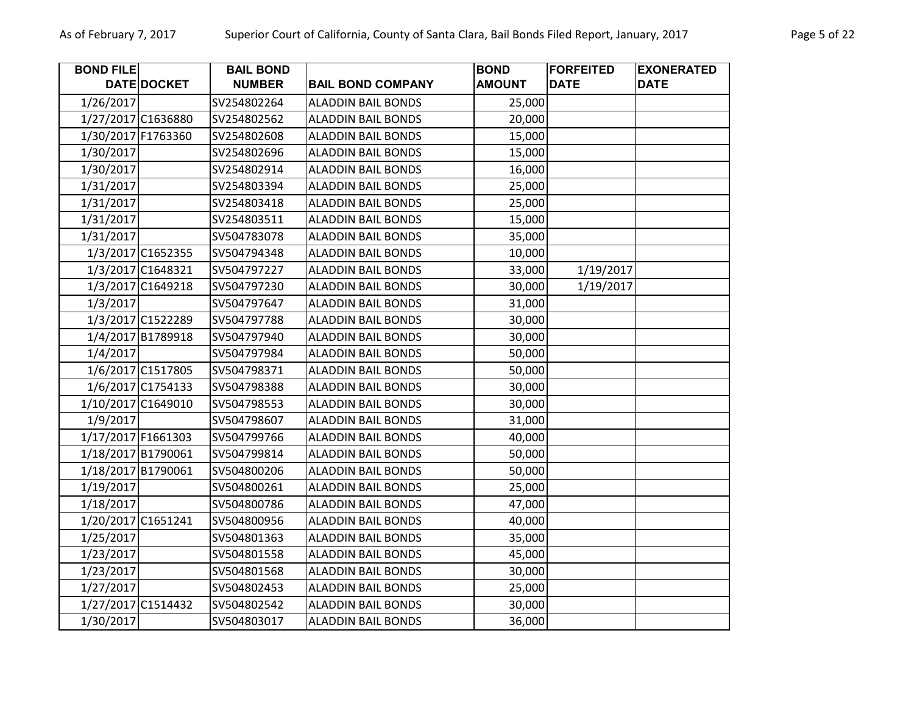| BOND FILE DATE | DOCKET | BAIL BOND NUMBER | BAIL BOND COMPANY | BOND AMOUNT | FORFEITED DATE | EXONERATED DATE |
|---|---|---|---|---|---|---|
| 1/26/2017 | | SV254802264 | ALADDIN BAIL BONDS | 25,000 | | |
| 1/27/2017 | C1636880 | SV254802562 | ALADDIN BAIL BONDS | 20,000 | | |
| 1/30/2017 | F1763360 | SV254802608 | ALADDIN BAIL BONDS | 15,000 | | |
| 1/30/2017 | | SV254802696 | ALADDIN BAIL BONDS | 15,000 | | |
| 1/30/2017 | | SV254802914 | ALADDIN BAIL BONDS | 16,000 | | |
| 1/31/2017 | | SV254803394 | ALADDIN BAIL BONDS | 25,000 | | |
| 1/31/2017 | | SV254803418 | ALADDIN BAIL BONDS | 25,000 | | |
| 1/31/2017 | | SV254803511 | ALADDIN BAIL BONDS | 15,000 | | |
| 1/31/2017 | | SV504783078 | ALADDIN BAIL BONDS | 35,000 | | |
| 1/3/2017 | C1652355 | SV504794348 | ALADDIN BAIL BONDS | 10,000 | | |
| 1/3/2017 | C1648321 | SV504797227 | ALADDIN BAIL BONDS | 33,000 | 1/19/2017 | |
| 1/3/2017 | C1649218 | SV504797230 | ALADDIN BAIL BONDS | 30,000 | 1/19/2017 | |
| 1/3/2017 | | SV504797647 | ALADDIN BAIL BONDS | 31,000 | | |
| 1/3/2017 | C1522289 | SV504797788 | ALADDIN BAIL BONDS | 30,000 | | |
| 1/4/2017 | B1789918 | SV504797940 | ALADDIN BAIL BONDS | 30,000 | | |
| 1/4/2017 | | SV504797984 | ALADDIN BAIL BONDS | 50,000 | | |
| 1/6/2017 | C1517805 | SV504798371 | ALADDIN BAIL BONDS | 50,000 | | |
| 1/6/2017 | C1754133 | SV504798388 | ALADDIN BAIL BONDS | 30,000 | | |
| 1/10/2017 | C1649010 | SV504798553 | ALADDIN BAIL BONDS | 30,000 | | |
| 1/9/2017 | | SV504798607 | ALADDIN BAIL BONDS | 31,000 | | |
| 1/17/2017 | F1661303 | SV504799766 | ALADDIN BAIL BONDS | 40,000 | | |
| 1/18/2017 | B1790061 | SV504799814 | ALADDIN BAIL BONDS | 50,000 | | |
| 1/18/2017 | B1790061 | SV504800206 | ALADDIN BAIL BONDS | 50,000 | | |
| 1/19/2017 | | SV504800261 | ALADDIN BAIL BONDS | 25,000 | | |
| 1/18/2017 | | SV504800786 | ALADDIN BAIL BONDS | 47,000 | | |
| 1/20/2017 | C1651241 | SV504800956 | ALADDIN BAIL BONDS | 40,000 | | |
| 1/25/2017 | | SV504801363 | ALADDIN BAIL BONDS | 35,000 | | |
| 1/23/2017 | | SV504801558 | ALADDIN BAIL BONDS | 45,000 | | |
| 1/23/2017 | | SV504801568 | ALADDIN BAIL BONDS | 30,000 | | |
| 1/27/2017 | | SV504802453 | ALADDIN BAIL BONDS | 25,000 | | |
| 1/27/2017 | C1514432 | SV504802542 | ALADDIN BAIL BONDS | 30,000 | | |
| 1/30/2017 | | SV504803017 | ALADDIN BAIL BONDS | 36,000 | | |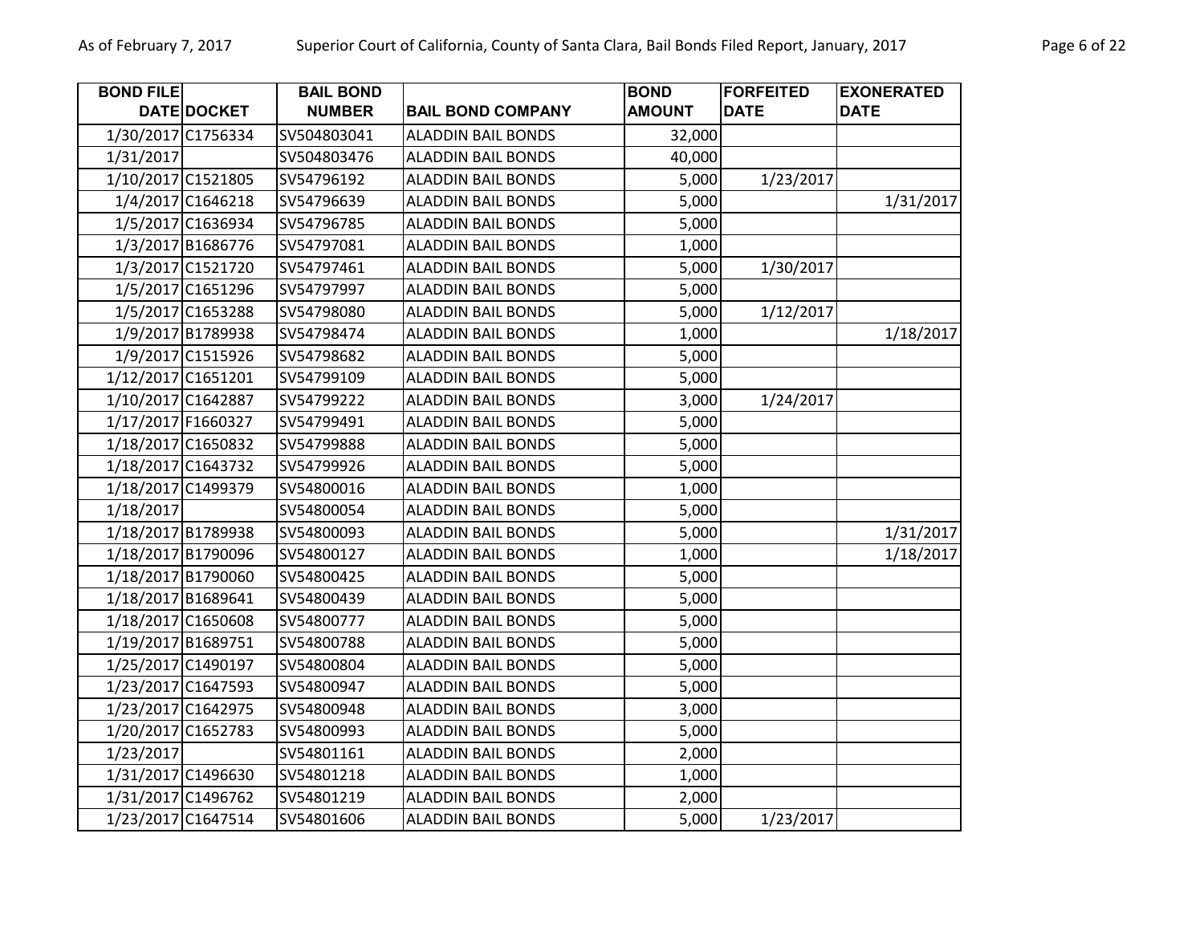| BOND FILE DATE | DOCKET | BAIL BOND NUMBER | BAIL BOND COMPANY | BOND AMOUNT | FORFEITED DATE | EXONERATED DATE |
|---|---|---|---|---|---|---|
| 1/30/2017 | C1756334 | SV504803041 | ALADDIN BAIL BONDS | 32,000 | | |
| 1/31/2017 | | SV504803476 | ALADDIN BAIL BONDS | 40,000 | | |
| 1/10/2017 | C1521805 | SV54796192 | ALADDIN BAIL BONDS | 5,000 | 1/23/2017 | |
| 1/4/2017 | C1646218 | SV54796639 | ALADDIN BAIL BONDS | 5,000 | | 1/31/2017 |
| 1/5/2017 | C1636934 | SV54796785 | ALADDIN BAIL BONDS | 5,000 | | |
| 1/3/2017 | B1686776 | SV54797081 | ALADDIN BAIL BONDS | 1,000 | | |
| 1/3/2017 | C1521720 | SV54797461 | ALADDIN BAIL BONDS | 5,000 | 1/30/2017 | |
| 1/5/2017 | C1651296 | SV54797997 | ALADDIN BAIL BONDS | 5,000 | | |
| 1/5/2017 | C1653288 | SV54798080 | ALADDIN BAIL BONDS | 5,000 | 1/12/2017 | |
| 1/9/2017 | B1789938 | SV54798474 | ALADDIN BAIL BONDS | 1,000 | | 1/18/2017 |
| 1/9/2017 | C1515926 | SV54798682 | ALADDIN BAIL BONDS | 5,000 | | |
| 1/12/2017 | C1651201 | SV54799109 | ALADDIN BAIL BONDS | 5,000 | | |
| 1/10/2017 | C1642887 | SV54799222 | ALADDIN BAIL BONDS | 3,000 | 1/24/2017 | |
| 1/17/2017 | F1660327 | SV54799491 | ALADDIN BAIL BONDS | 5,000 | | |
| 1/18/2017 | C1650832 | SV54799888 | ALADDIN BAIL BONDS | 5,000 | | |
| 1/18/2017 | C1643732 | SV54799926 | ALADDIN BAIL BONDS | 5,000 | | |
| 1/18/2017 | C1499379 | SV54800016 | ALADDIN BAIL BONDS | 1,000 | | |
| 1/18/2017 | | SV54800054 | ALADDIN BAIL BONDS | 5,000 | | |
| 1/18/2017 | B1789938 | SV54800093 | ALADDIN BAIL BONDS | 5,000 | | 1/31/2017 |
| 1/18/2017 | B1790096 | SV54800127 | ALADDIN BAIL BONDS | 1,000 | | 1/18/2017 |
| 1/18/2017 | B1790060 | SV54800425 | ALADDIN BAIL BONDS | 5,000 | | |
| 1/18/2017 | B1689641 | SV54800439 | ALADDIN BAIL BONDS | 5,000 | | |
| 1/18/2017 | C1650608 | SV54800777 | ALADDIN BAIL BONDS | 5,000 | | |
| 1/19/2017 | B1689751 | SV54800788 | ALADDIN BAIL BONDS | 5,000 | | |
| 1/25/2017 | C1490197 | SV54800804 | ALADDIN BAIL BONDS | 5,000 | | |
| 1/23/2017 | C1647593 | SV54800947 | ALADDIN BAIL BONDS | 5,000 | | |
| 1/23/2017 | C1642975 | SV54800948 | ALADDIN BAIL BONDS | 3,000 | | |
| 1/20/2017 | C1652783 | SV54800993 | ALADDIN BAIL BONDS | 5,000 | | |
| 1/23/2017 | | SV54801161 | ALADDIN BAIL BONDS | 2,000 | | |
| 1/31/2017 | C1496630 | SV54801218 | ALADDIN BAIL BONDS | 1,000 | | |
| 1/31/2017 | C1496762 | SV54801219 | ALADDIN BAIL BONDS | 2,000 | | |
| 1/23/2017 | C1647514 | SV54801606 | ALADDIN BAIL BONDS | 5,000 | 1/23/2017 | |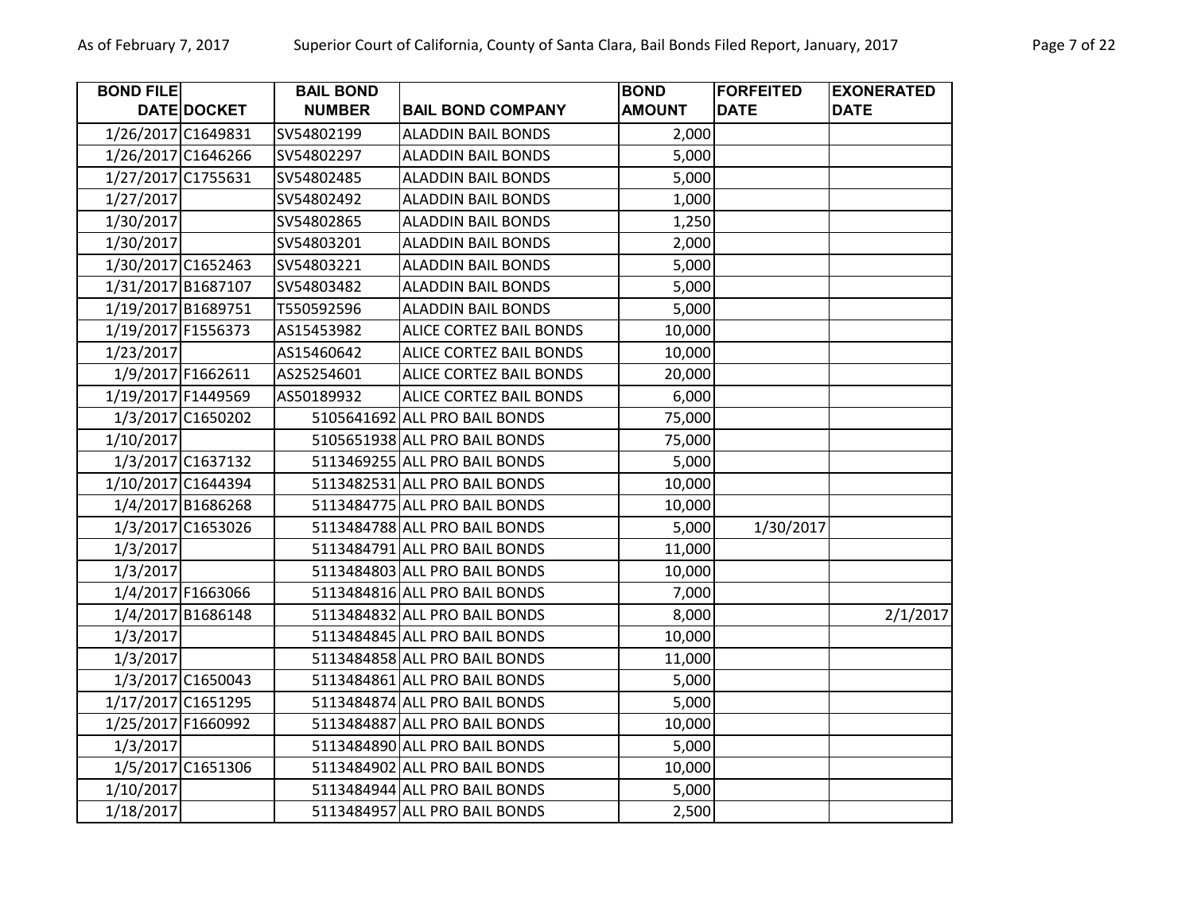| BOND FILE DATE | DOCKET | BAIL BOND NUMBER | BAIL BOND COMPANY | BOND AMOUNT | FORFEITED DATE | EXONERATED DATE |
|---|---|---|---|---|---|---|
| 1/26/2017 | C1649831 | SV54802199 | ALADDIN BAIL BONDS | 2,000 | | |
| 1/26/2017 | C1646266 | SV54802297 | ALADDIN BAIL BONDS | 5,000 | | |
| 1/27/2017 | C1755631 | SV54802485 | ALADDIN BAIL BONDS | 5,000 | | |
| 1/27/2017 | | SV54802492 | ALADDIN BAIL BONDS | 1,000 | | |
| 1/30/2017 | | SV54802865 | ALADDIN BAIL BONDS | 1,250 | | |
| 1/30/2017 | | SV54803201 | ALADDIN BAIL BONDS | 2,000 | | |
| 1/30/2017 | C1652463 | SV54803221 | ALADDIN BAIL BONDS | 5,000 | | |
| 1/31/2017 | B1687107 | SV54803482 | ALADDIN BAIL BONDS | 5,000 | | |
| 1/19/2017 | B1689751 | T550592596 | ALADDIN BAIL BONDS | 5,000 | | |
| 1/19/2017 | F1556373 | AS15453982 | ALICE CORTEZ BAIL BONDS | 10,000 | | |
| 1/23/2017 | | AS15460642 | ALICE CORTEZ BAIL BONDS | 10,000 | | |
| 1/9/2017 | F1662611 | AS25254601 | ALICE CORTEZ BAIL BONDS | 20,000 | | |
| 1/19/2017 | F1449569 | AS50189932 | ALICE CORTEZ BAIL BONDS | 6,000 | | |
| 1/3/2017 | C1650202 | 5105641692 | ALL PRO BAIL BONDS | 75,000 | | |
| 1/10/2017 | | 5105651938 | ALL PRO BAIL BONDS | 75,000 | | |
| 1/3/2017 | C1637132 | 5113469255 | ALL PRO BAIL BONDS | 5,000 | | |
| 1/10/2017 | C1644394 | 5113482531 | ALL PRO BAIL BONDS | 10,000 | | |
| 1/4/2017 | B1686268 | 5113484775 | ALL PRO BAIL BONDS | 10,000 | | |
| 1/3/2017 | C1653026 | 5113484788 | ALL PRO BAIL BONDS | 5,000 | 1/30/2017 | |
| 1/3/2017 | | 5113484791 | ALL PRO BAIL BONDS | 11,000 | | |
| 1/3/2017 | | 5113484803 | ALL PRO BAIL BONDS | 10,000 | | |
| 1/4/2017 | F1663066 | 5113484816 | ALL PRO BAIL BONDS | 7,000 | | |
| 1/4/2017 | B1686148 | 5113484832 | ALL PRO BAIL BONDS | 8,000 | | 2/1/2017 |
| 1/3/2017 | | 5113484845 | ALL PRO BAIL BONDS | 10,000 | | |
| 1/3/2017 | | 5113484858 | ALL PRO BAIL BONDS | 11,000 | | |
| 1/3/2017 | C1650043 | 5113484861 | ALL PRO BAIL BONDS | 5,000 | | |
| 1/17/2017 | C1651295 | 5113484874 | ALL PRO BAIL BONDS | 5,000 | | |
| 1/25/2017 | F1660992 | 5113484887 | ALL PRO BAIL BONDS | 10,000 | | |
| 1/3/2017 | | 5113484890 | ALL PRO BAIL BONDS | 5,000 | | |
| 1/5/2017 | C1651306 | 5113484902 | ALL PRO BAIL BONDS | 10,000 | | |
| 1/10/2017 | | 5113484944 | ALL PRO BAIL BONDS | 5,000 | | |
| 1/18/2017 | | 5113484957 | ALL PRO BAIL BONDS | 2,500 | | |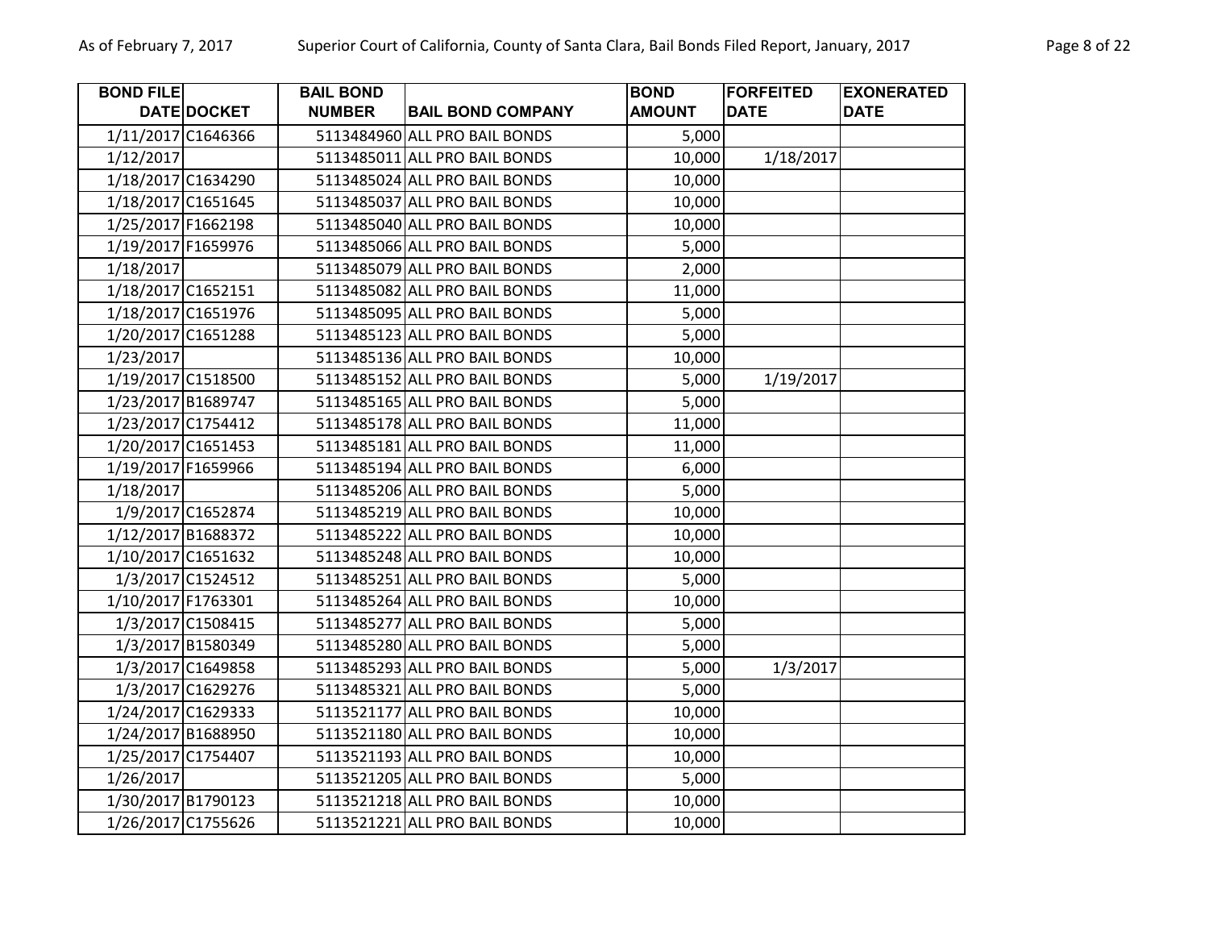| BOND FILE DATE | DOCKET | BAIL BOND NUMBER | BAIL BOND COMPANY | BOND AMOUNT | FORFEITED DATE | EXONERATED DATE |
|---|---|---|---|---|---|---|
| 1/11/2017 | C1646366 | 5113484960 | ALL PRO BAIL BONDS | 5,000 | | |
| 1/12/2017 | | 5113485011 | ALL PRO BAIL BONDS | 10,000 | 1/18/2017 | |
| 1/18/2017 | C1634290 | 5113485024 | ALL PRO BAIL BONDS | 10,000 | | |
| 1/18/2017 | C1651645 | 5113485037 | ALL PRO BAIL BONDS | 10,000 | | |
| 1/25/2017 | F1662198 | 5113485040 | ALL PRO BAIL BONDS | 10,000 | | |
| 1/19/2017 | F1659976 | 5113485066 | ALL PRO BAIL BONDS | 5,000 | | |
| 1/18/2017 | | 5113485079 | ALL PRO BAIL BONDS | 2,000 | | |
| 1/18/2017 | C1652151 | 5113485082 | ALL PRO BAIL BONDS | 11,000 | | |
| 1/18/2017 | C1651976 | 5113485095 | ALL PRO BAIL BONDS | 5,000 | | |
| 1/20/2017 | C1651288 | 5113485123 | ALL PRO BAIL BONDS | 5,000 | | |
| 1/23/2017 | | 5113485136 | ALL PRO BAIL BONDS | 10,000 | | |
| 1/19/2017 | C1518500 | 5113485152 | ALL PRO BAIL BONDS | 5,000 | 1/19/2017 | |
| 1/23/2017 | B1689747 | 5113485165 | ALL PRO BAIL BONDS | 5,000 | | |
| 1/23/2017 | C1754412 | 5113485178 | ALL PRO BAIL BONDS | 11,000 | | |
| 1/20/2017 | C1651453 | 5113485181 | ALL PRO BAIL BONDS | 11,000 | | |
| 1/19/2017 | F1659966 | 5113485194 | ALL PRO BAIL BONDS | 6,000 | | |
| 1/18/2017 | | 5113485206 | ALL PRO BAIL BONDS | 5,000 | | |
| 1/9/2017 | C1652874 | 5113485219 | ALL PRO BAIL BONDS | 10,000 | | |
| 1/12/2017 | B1688372 | 5113485222 | ALL PRO BAIL BONDS | 10,000 | | |
| 1/10/2017 | C1651632 | 5113485248 | ALL PRO BAIL BONDS | 10,000 | | |
| 1/3/2017 | C1524512 | 5113485251 | ALL PRO BAIL BONDS | 5,000 | | |
| 1/10/2017 | F1763301 | 5113485264 | ALL PRO BAIL BONDS | 10,000 | | |
| 1/3/2017 | C1508415 | 5113485277 | ALL PRO BAIL BONDS | 5,000 | | |
| 1/3/2017 | B1580349 | 5113485280 | ALL PRO BAIL BONDS | 5,000 | | |
| 1/3/2017 | C1649858 | 5113485293 | ALL PRO BAIL BONDS | 5,000 | 1/3/2017 | |
| 1/3/2017 | C1629276 | 5113485321 | ALL PRO BAIL BONDS | 5,000 | | |
| 1/24/2017 | C1629333 | 5113521177 | ALL PRO BAIL BONDS | 10,000 | | |
| 1/24/2017 | B1688950 | 5113521180 | ALL PRO BAIL BONDS | 10,000 | | |
| 1/25/2017 | C1754407 | 5113521193 | ALL PRO BAIL BONDS | 10,000 | | |
| 1/26/2017 | | 5113521205 | ALL PRO BAIL BONDS | 5,000 | | |
| 1/30/2017 | B1790123 | 5113521218 | ALL PRO BAIL BONDS | 10,000 | | |
| 1/26/2017 | C1755626 | 5113521221 | ALL PRO BAIL BONDS | 10,000 | | |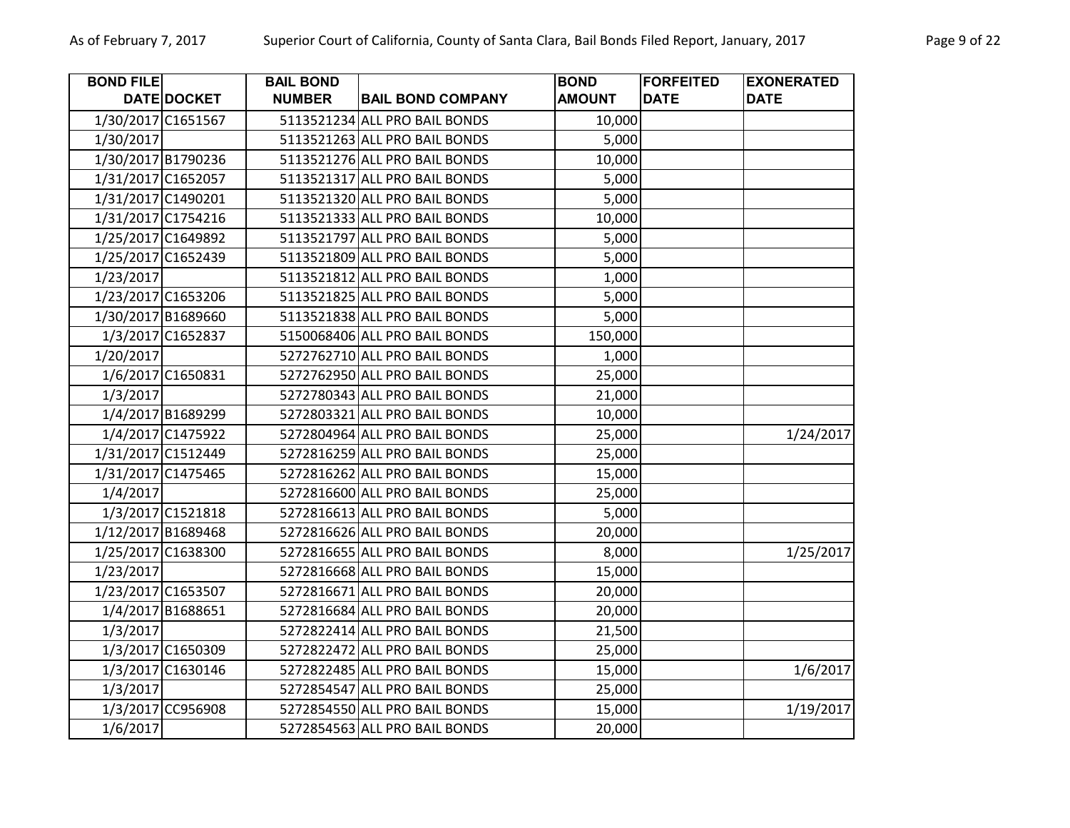| BOND FILE DATE | DOCKET | BAIL BOND NUMBER | BAIL BOND COMPANY | BOND AMOUNT | FORFEITED DATE | EXONERATED DATE |
|---|---|---|---|---|---|---|
| 1/30/2017 | C1651567 | 5113521234 | ALL PRO BAIL BONDS | 10,000 | | |
| 1/30/2017 | | 5113521263 | ALL PRO BAIL BONDS | 5,000 | | |
| 1/30/2017 | B1790236 | 5113521276 | ALL PRO BAIL BONDS | 10,000 | | |
| 1/31/2017 | C1652057 | 5113521317 | ALL PRO BAIL BONDS | 5,000 | | |
| 1/31/2017 | C1490201 | 5113521320 | ALL PRO BAIL BONDS | 5,000 | | |
| 1/31/2017 | C1754216 | 5113521333 | ALL PRO BAIL BONDS | 10,000 | | |
| 1/25/2017 | C1649892 | 5113521797 | ALL PRO BAIL BONDS | 5,000 | | |
| 1/25/2017 | C1652439 | 5113521809 | ALL PRO BAIL BONDS | 5,000 | | |
| 1/23/2017 | | 5113521812 | ALL PRO BAIL BONDS | 1,000 | | |
| 1/23/2017 | C1653206 | 5113521825 | ALL PRO BAIL BONDS | 5,000 | | |
| 1/30/2017 | B1689660 | 5113521838 | ALL PRO BAIL BONDS | 5,000 | | |
| 1/3/2017 | C1652837 | 5150068406 | ALL PRO BAIL BONDS | 150,000 | | |
| 1/20/2017 | | 5272762710 | ALL PRO BAIL BONDS | 1,000 | | |
| 1/6/2017 | C1650831 | 5272762950 | ALL PRO BAIL BONDS | 25,000 | | |
| 1/3/2017 | | 5272780343 | ALL PRO BAIL BONDS | 21,000 | | |
| 1/4/2017 | B1689299 | 5272803321 | ALL PRO BAIL BONDS | 10,000 | | |
| 1/4/2017 | C1475922 | 5272804964 | ALL PRO BAIL BONDS | 25,000 | | 1/24/2017 |
| 1/31/2017 | C1512449 | 5272816259 | ALL PRO BAIL BONDS | 25,000 | | |
| 1/31/2017 | C1475465 | 5272816262 | ALL PRO BAIL BONDS | 15,000 | | |
| 1/4/2017 | | 5272816600 | ALL PRO BAIL BONDS | 25,000 | | |
| 1/3/2017 | C1521818 | 5272816613 | ALL PRO BAIL BONDS | 5,000 | | |
| 1/12/2017 | B1689468 | 5272816626 | ALL PRO BAIL BONDS | 20,000 | | |
| 1/25/2017 | C1638300 | 5272816655 | ALL PRO BAIL BONDS | 8,000 | | 1/25/2017 |
| 1/23/2017 | | 5272816668 | ALL PRO BAIL BONDS | 15,000 | | |
| 1/23/2017 | C1653507 | 5272816671 | ALL PRO BAIL BONDS | 20,000 | | |
| 1/4/2017 | B1688651 | 5272816684 | ALL PRO BAIL BONDS | 20,000 | | |
| 1/3/2017 | | 5272822414 | ALL PRO BAIL BONDS | 21,500 | | |
| 1/3/2017 | C1650309 | 5272822472 | ALL PRO BAIL BONDS | 25,000 | | |
| 1/3/2017 | C1630146 | 5272822485 | ALL PRO BAIL BONDS | 15,000 | | 1/6/2017 |
| 1/3/2017 | | 5272854547 | ALL PRO BAIL BONDS | 25,000 | | |
| 1/3/2017 | CC956908 | 5272854550 | ALL PRO BAIL BONDS | 15,000 | | 1/19/2017 |
| 1/6/2017 | | 5272854563 | ALL PRO BAIL BONDS | 20,000 | | |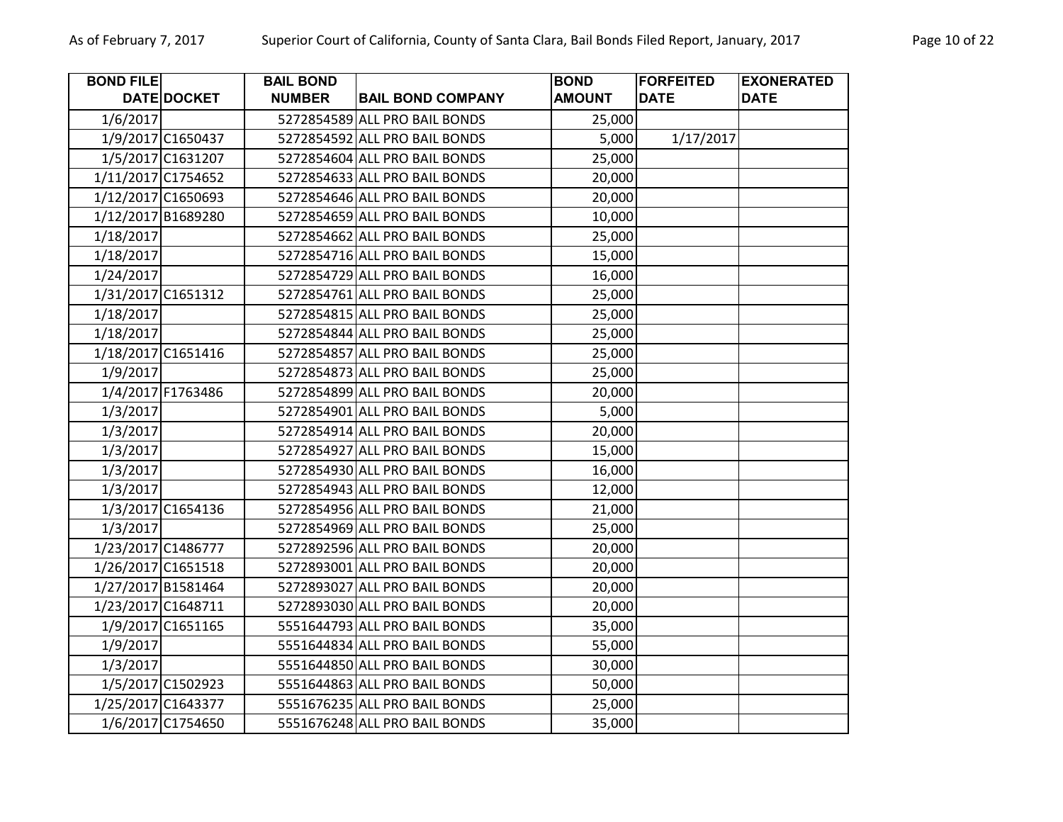| BOND FILE DATE | DOCKET | BAIL BOND NUMBER | BAIL BOND COMPANY | BOND AMOUNT | FORFEITED DATE | EXONERATED DATE |
|---|---|---|---|---|---|---|
| 1/6/2017 | | 5272854589 | ALL PRO BAIL BONDS | 25,000 | | |
| 1/9/2017 | C1650437 | 5272854592 | ALL PRO BAIL BONDS | 5,000 | 1/17/2017 | |
| 1/5/2017 | C1631207 | 5272854604 | ALL PRO BAIL BONDS | 25,000 | | |
| 1/11/2017 | C1754652 | 5272854633 | ALL PRO BAIL BONDS | 20,000 | | |
| 1/12/2017 | C1650693 | 5272854646 | ALL PRO BAIL BONDS | 20,000 | | |
| 1/12/2017 | B1689280 | 5272854659 | ALL PRO BAIL BONDS | 10,000 | | |
| 1/18/2017 | | 5272854662 | ALL PRO BAIL BONDS | 25,000 | | |
| 1/18/2017 | | 5272854716 | ALL PRO BAIL BONDS | 15,000 | | |
| 1/24/2017 | | 5272854729 | ALL PRO BAIL BONDS | 16,000 | | |
| 1/31/2017 | C1651312 | 5272854761 | ALL PRO BAIL BONDS | 25,000 | | |
| 1/18/2017 | | 5272854815 | ALL PRO BAIL BONDS | 25,000 | | |
| 1/18/2017 | | 5272854844 | ALL PRO BAIL BONDS | 25,000 | | |
| 1/18/2017 | C1651416 | 5272854857 | ALL PRO BAIL BONDS | 25,000 | | |
| 1/9/2017 | | 5272854873 | ALL PRO BAIL BONDS | 25,000 | | |
| 1/4/2017 | F1763486 | 5272854899 | ALL PRO BAIL BONDS | 20,000 | | |
| 1/3/2017 | | 5272854901 | ALL PRO BAIL BONDS | 5,000 | | |
| 1/3/2017 | | 5272854914 | ALL PRO BAIL BONDS | 20,000 | | |
| 1/3/2017 | | 5272854927 | ALL PRO BAIL BONDS | 15,000 | | |
| 1/3/2017 | | 5272854930 | ALL PRO BAIL BONDS | 16,000 | | |
| 1/3/2017 | | 5272854943 | ALL PRO BAIL BONDS | 12,000 | | |
| 1/3/2017 | C1654136 | 5272854956 | ALL PRO BAIL BONDS | 21,000 | | |
| 1/3/2017 | | 5272854969 | ALL PRO BAIL BONDS | 25,000 | | |
| 1/23/2017 | C1486777 | 5272892596 | ALL PRO BAIL BONDS | 20,000 | | |
| 1/26/2017 | C1651518 | 5272893001 | ALL PRO BAIL BONDS | 20,000 | | |
| 1/27/2017 | B1581464 | 5272893027 | ALL PRO BAIL BONDS | 20,000 | | |
| 1/23/2017 | C1648711 | 5272893030 | ALL PRO BAIL BONDS | 20,000 | | |
| 1/9/2017 | C1651165 | 5551644793 | ALL PRO BAIL BONDS | 35,000 | | |
| 1/9/2017 | | 5551644834 | ALL PRO BAIL BONDS | 55,000 | | |
| 1/3/2017 | | 5551644850 | ALL PRO BAIL BONDS | 30,000 | | |
| 1/5/2017 | C1502923 | 5551644863 | ALL PRO BAIL BONDS | 50,000 | | |
| 1/25/2017 | C1643377 | 5551676235 | ALL PRO BAIL BONDS | 25,000 | | |
| 1/6/2017 | C1754650 | 5551676248 | ALL PRO BAIL BONDS | 35,000 | | |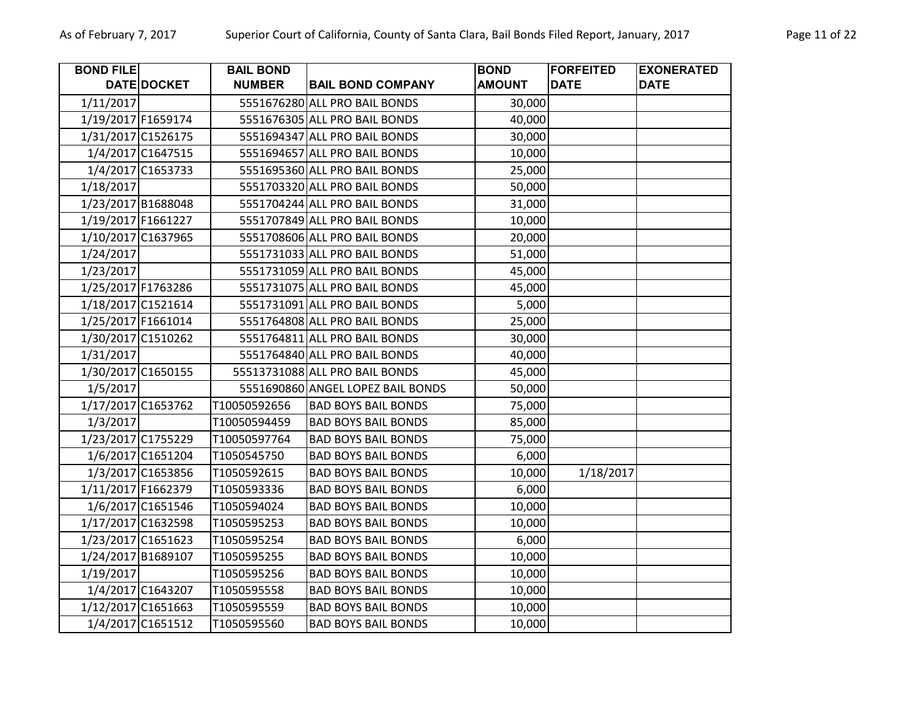| BOND FILE DATE | DOCKET | BAIL BOND NUMBER | BAIL BOND COMPANY | BOND AMOUNT | FORFEITED DATE | EXONERATED DATE |
|---|---|---|---|---|---|---|
| 1/11/2017 | | 5551676280 | ALL PRO BAIL BONDS | 30,000 | | |
| 1/19/2017 | F1659174 | 5551676305 | ALL PRO BAIL BONDS | 40,000 | | |
| 1/31/2017 | C1526175 | 5551694347 | ALL PRO BAIL BONDS | 30,000 | | |
| 1/4/2017 | C1647515 | 5551694657 | ALL PRO BAIL BONDS | 10,000 | | |
| 1/4/2017 | C1653733 | 5551695360 | ALL PRO BAIL BONDS | 25,000 | | |
| 1/18/2017 | | 5551703320 | ALL PRO BAIL BONDS | 50,000 | | |
| 1/23/2017 | B1688048 | 5551704244 | ALL PRO BAIL BONDS | 31,000 | | |
| 1/19/2017 | F1661227 | 5551707849 | ALL PRO BAIL BONDS | 10,000 | | |
| 1/10/2017 | C1637965 | 5551708606 | ALL PRO BAIL BONDS | 20,000 | | |
| 1/24/2017 | | 5551731033 | ALL PRO BAIL BONDS | 51,000 | | |
| 1/23/2017 | | 5551731059 | ALL PRO BAIL BONDS | 45,000 | | |
| 1/25/2017 | F1763286 | 5551731075 | ALL PRO BAIL BONDS | 45,000 | | |
| 1/18/2017 | C1521614 | 5551731091 | ALL PRO BAIL BONDS | 5,000 | | |
| 1/25/2017 | F1661014 | 5551764808 | ALL PRO BAIL BONDS | 25,000 | | |
| 1/30/2017 | C1510262 | 5551764811 | ALL PRO BAIL BONDS | 30,000 | | |
| 1/31/2017 | | 5551764840 | ALL PRO BAIL BONDS | 40,000 | | |
| 1/30/2017 | C1650155 | 55513731088 | ALL PRO BAIL BONDS | 45,000 | | |
| 1/5/2017 | | 5551690860 | ANGEL LOPEZ BAIL BONDS | 50,000 | | |
| 1/17/2017 | C1653762 | T10050592656 | BAD BOYS BAIL BONDS | 75,000 | | |
| 1/3/2017 | | T10050594459 | BAD BOYS BAIL BONDS | 85,000 | | |
| 1/23/2017 | C1755229 | T10050597764 | BAD BOYS BAIL BONDS | 75,000 | | |
| 1/6/2017 | C1651204 | T1050545750 | BAD BOYS BAIL BONDS | 6,000 | | |
| 1/3/2017 | C1653856 | T1050592615 | BAD BOYS BAIL BONDS | 10,000 | 1/18/2017 | |
| 1/11/2017 | F1662379 | T1050593336 | BAD BOYS BAIL BONDS | 6,000 | | |
| 1/6/2017 | C1651546 | T1050594024 | BAD BOYS BAIL BONDS | 10,000 | | |
| 1/17/2017 | C1632598 | T1050595253 | BAD BOYS BAIL BONDS | 10,000 | | |
| 1/23/2017 | C1651623 | T1050595254 | BAD BOYS BAIL BONDS | 6,000 | | |
| 1/24/2017 | B1689107 | T1050595255 | BAD BOYS BAIL BONDS | 10,000 | | |
| 1/19/2017 | | T1050595256 | BAD BOYS BAIL BONDS | 10,000 | | |
| 1/4/2017 | C1643207 | T1050595558 | BAD BOYS BAIL BONDS | 10,000 | | |
| 1/12/2017 | C1651663 | T1050595559 | BAD BOYS BAIL BONDS | 10,000 | | |
| 1/4/2017 | C1651512 | T1050595560 | BAD BOYS BAIL BONDS | 10,000 | | |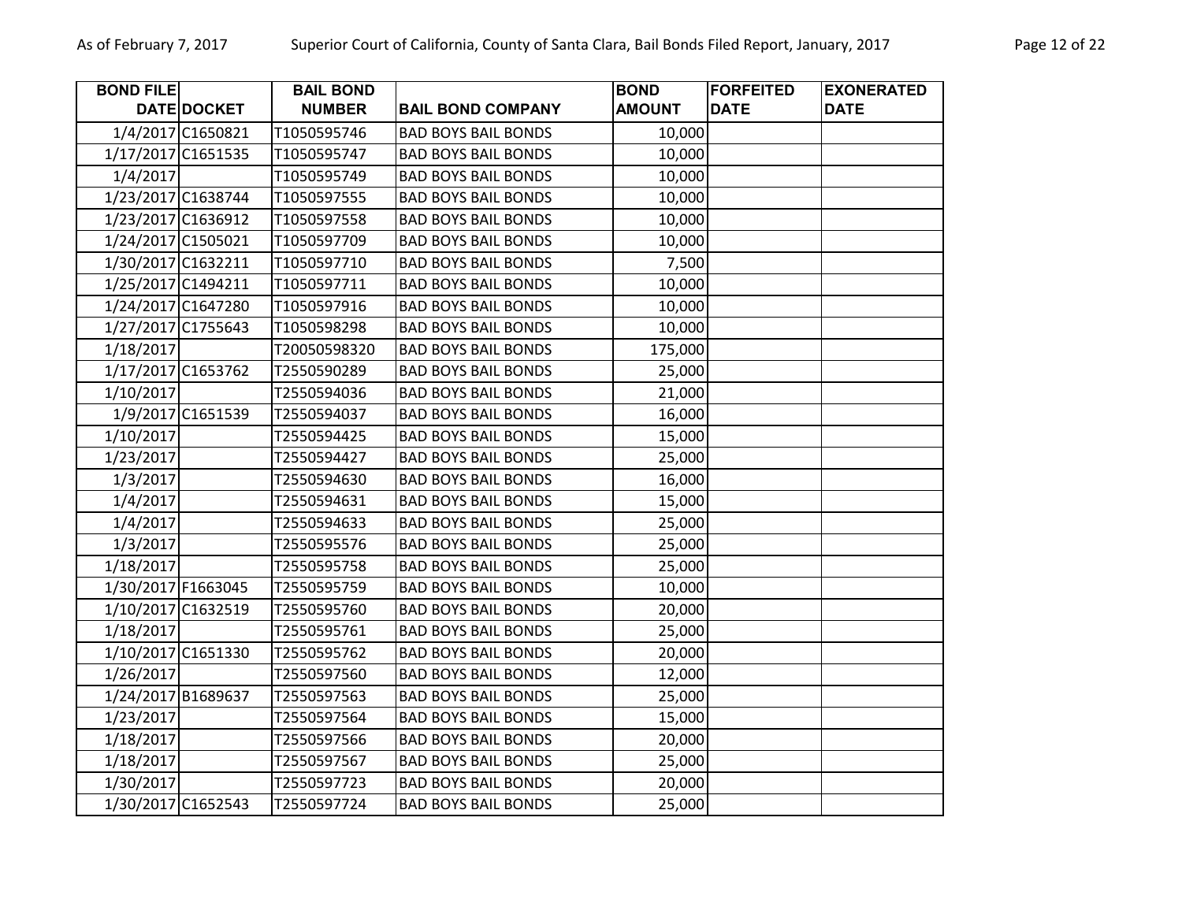| BOND FILE DATE | DOCKET | BAIL BOND NUMBER | BAIL BOND COMPANY | BOND AMOUNT | FORFEITED DATE | EXONERATED DATE |
|---|---|---|---|---|---|---|
| 1/4/2017 | C1650821 | T1050595746 | BAD BOYS BAIL BONDS | 10,000 | | |
| 1/17/2017 | C1651535 | T1050595747 | BAD BOYS BAIL BONDS | 10,000 | | |
| 1/4/2017 | | T1050595749 | BAD BOYS BAIL BONDS | 10,000 | | |
| 1/23/2017 | C1638744 | T1050597555 | BAD BOYS BAIL BONDS | 10,000 | | |
| 1/23/2017 | C1636912 | T1050597558 | BAD BOYS BAIL BONDS | 10,000 | | |
| 1/24/2017 | C1505021 | T1050597709 | BAD BOYS BAIL BONDS | 10,000 | | |
| 1/30/2017 | C1632211 | T1050597710 | BAD BOYS BAIL BONDS | 7,500 | | |
| 1/25/2017 | C1494211 | T1050597711 | BAD BOYS BAIL BONDS | 10,000 | | |
| 1/24/2017 | C1647280 | T1050597916 | BAD BOYS BAIL BONDS | 10,000 | | |
| 1/27/2017 | C1755643 | T1050598298 | BAD BOYS BAIL BONDS | 10,000 | | |
| 1/18/2017 | | T20050598320 | BAD BOYS BAIL BONDS | 175,000 | | |
| 1/17/2017 | C1653762 | T2550590289 | BAD BOYS BAIL BONDS | 25,000 | | |
| 1/10/2017 | | T2550594036 | BAD BOYS BAIL BONDS | 21,000 | | |
| 1/9/2017 | C1651539 | T2550594037 | BAD BOYS BAIL BONDS | 16,000 | | |
| 1/10/2017 | | T2550594425 | BAD BOYS BAIL BONDS | 15,000 | | |
| 1/23/2017 | | T2550594427 | BAD BOYS BAIL BONDS | 25,000 | | |
| 1/3/2017 | | T2550594630 | BAD BOYS BAIL BONDS | 16,000 | | |
| 1/4/2017 | | T2550594631 | BAD BOYS BAIL BONDS | 15,000 | | |
| 1/4/2017 | | T2550594633 | BAD BOYS BAIL BONDS | 25,000 | | |
| 1/3/2017 | | T2550595576 | BAD BOYS BAIL BONDS | 25,000 | | |
| 1/18/2017 | | T2550595758 | BAD BOYS BAIL BONDS | 25,000 | | |
| 1/30/2017 | F1663045 | T2550595759 | BAD BOYS BAIL BONDS | 10,000 | | |
| 1/10/2017 | C1632519 | T2550595760 | BAD BOYS BAIL BONDS | 20,000 | | |
| 1/18/2017 | | T2550595761 | BAD BOYS BAIL BONDS | 25,000 | | |
| 1/10/2017 | C1651330 | T2550595762 | BAD BOYS BAIL BONDS | 20,000 | | |
| 1/26/2017 | | T2550597560 | BAD BOYS BAIL BONDS | 12,000 | | |
| 1/24/2017 | B1689637 | T2550597563 | BAD BOYS BAIL BONDS | 25,000 | | |
| 1/23/2017 | | T2550597564 | BAD BOYS BAIL BONDS | 15,000 | | |
| 1/18/2017 | | T2550597566 | BAD BOYS BAIL BONDS | 20,000 | | |
| 1/18/2017 | | T2550597567 | BAD BOYS BAIL BONDS | 25,000 | | |
| 1/30/2017 | | T2550597723 | BAD BOYS BAIL BONDS | 20,000 | | |
| 1/30/2017 | C1652543 | T2550597724 | BAD BOYS BAIL BONDS | 25,000 | | |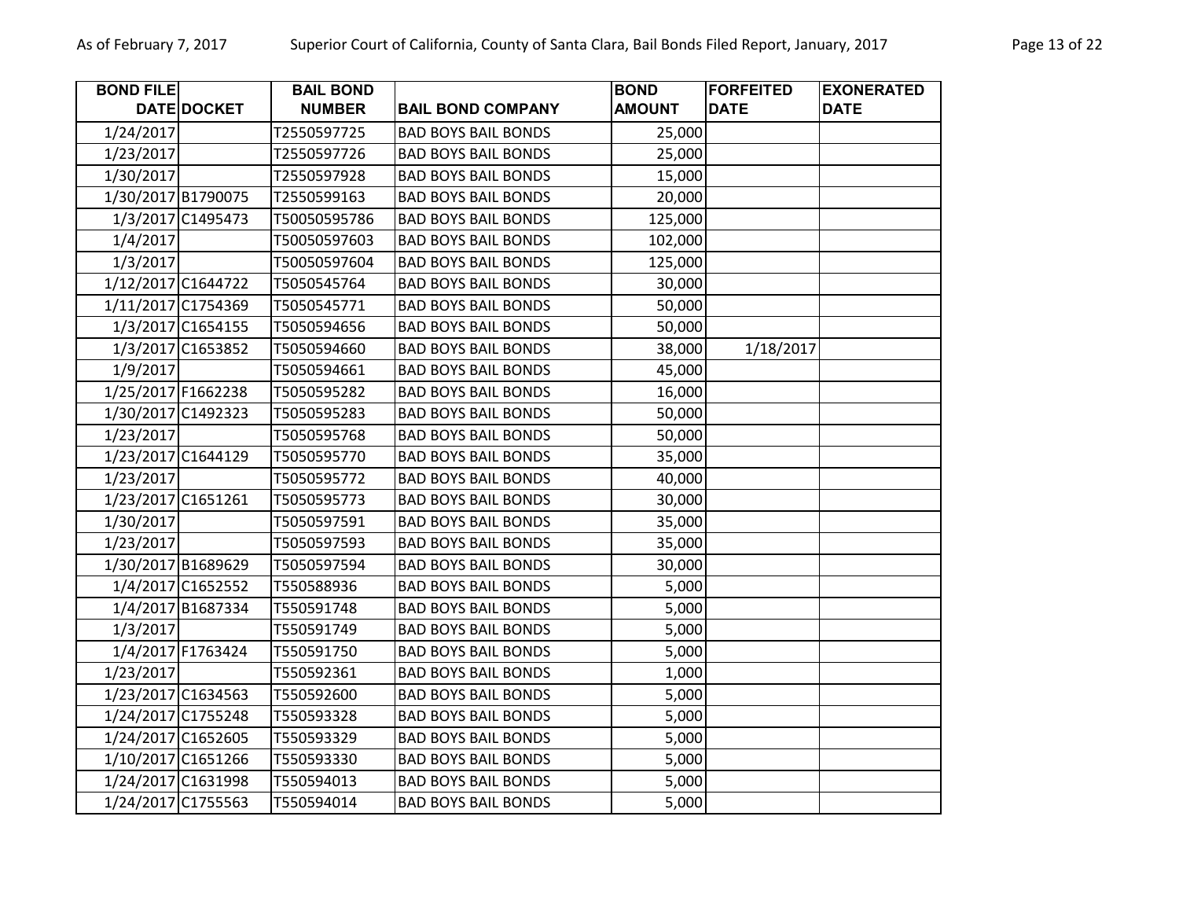| BOND FILE DATE | DOCKET | BAIL BOND NUMBER | BAIL BOND COMPANY | BOND AMOUNT | FORFEITED DATE | EXONERATED DATE |
|---|---|---|---|---|---|---|
| 1/24/2017 | | T2550597725 | BAD BOYS BAIL BONDS | 25,000 | | |
| 1/23/2017 | | T2550597726 | BAD BOYS BAIL BONDS | 25,000 | | |
| 1/30/2017 | | T2550597928 | BAD BOYS BAIL BONDS | 15,000 | | |
| 1/30/2017 | B1790075 | T2550599163 | BAD BOYS BAIL BONDS | 20,000 | | |
| 1/3/2017 | C1495473 | T50050595786 | BAD BOYS BAIL BONDS | 125,000 | | |
| 1/4/2017 | | T50050597603 | BAD BOYS BAIL BONDS | 102,000 | | |
| 1/3/2017 | | T50050597604 | BAD BOYS BAIL BONDS | 125,000 | | |
| 1/12/2017 | C1644722 | T5050545764 | BAD BOYS BAIL BONDS | 30,000 | | |
| 1/11/2017 | C1754369 | T5050545771 | BAD BOYS BAIL BONDS | 50,000 | | |
| 1/3/2017 | C1654155 | T5050594656 | BAD BOYS BAIL BONDS | 50,000 | | |
| 1/3/2017 | C1653852 | T5050594660 | BAD BOYS BAIL BONDS | 38,000 | 1/18/2017 | |
| 1/9/2017 | | T5050594661 | BAD BOYS BAIL BONDS | 45,000 | | |
| 1/25/2017 | F1662238 | T5050595282 | BAD BOYS BAIL BONDS | 16,000 | | |
| 1/30/2017 | C1492323 | T5050595283 | BAD BOYS BAIL BONDS | 50,000 | | |
| 1/23/2017 | | T5050595768 | BAD BOYS BAIL BONDS | 50,000 | | |
| 1/23/2017 | C1644129 | T5050595770 | BAD BOYS BAIL BONDS | 35,000 | | |
| 1/23/2017 | | T5050595772 | BAD BOYS BAIL BONDS | 40,000 | | |
| 1/23/2017 | C1651261 | T5050595773 | BAD BOYS BAIL BONDS | 30,000 | | |
| 1/30/2017 | | T5050597591 | BAD BOYS BAIL BONDS | 35,000 | | |
| 1/23/2017 | | T5050597593 | BAD BOYS BAIL BONDS | 35,000 | | |
| 1/30/2017 | B1689629 | T5050597594 | BAD BOYS BAIL BONDS | 30,000 | | |
| 1/4/2017 | C1652552 | T550588936 | BAD BOYS BAIL BONDS | 5,000 | | |
| 1/4/2017 | B1687334 | T550591748 | BAD BOYS BAIL BONDS | 5,000 | | |
| 1/3/2017 | | T550591749 | BAD BOYS BAIL BONDS | 5,000 | | |
| 1/4/2017 | F1763424 | T550591750 | BAD BOYS BAIL BONDS | 5,000 | | |
| 1/23/2017 | | T550592361 | BAD BOYS BAIL BONDS | 1,000 | | |
| 1/23/2017 | C1634563 | T550592600 | BAD BOYS BAIL BONDS | 5,000 | | |
| 1/24/2017 | C1755248 | T550593328 | BAD BOYS BAIL BONDS | 5,000 | | |
| 1/24/2017 | C1652605 | T550593329 | BAD BOYS BAIL BONDS | 5,000 | | |
| 1/10/2017 | C1651266 | T550593330 | BAD BOYS BAIL BONDS | 5,000 | | |
| 1/24/2017 | C1631998 | T550594013 | BAD BOYS BAIL BONDS | 5,000 | | |
| 1/24/2017 | C1755563 | T550594014 | BAD BOYS BAIL BONDS | 5,000 | | |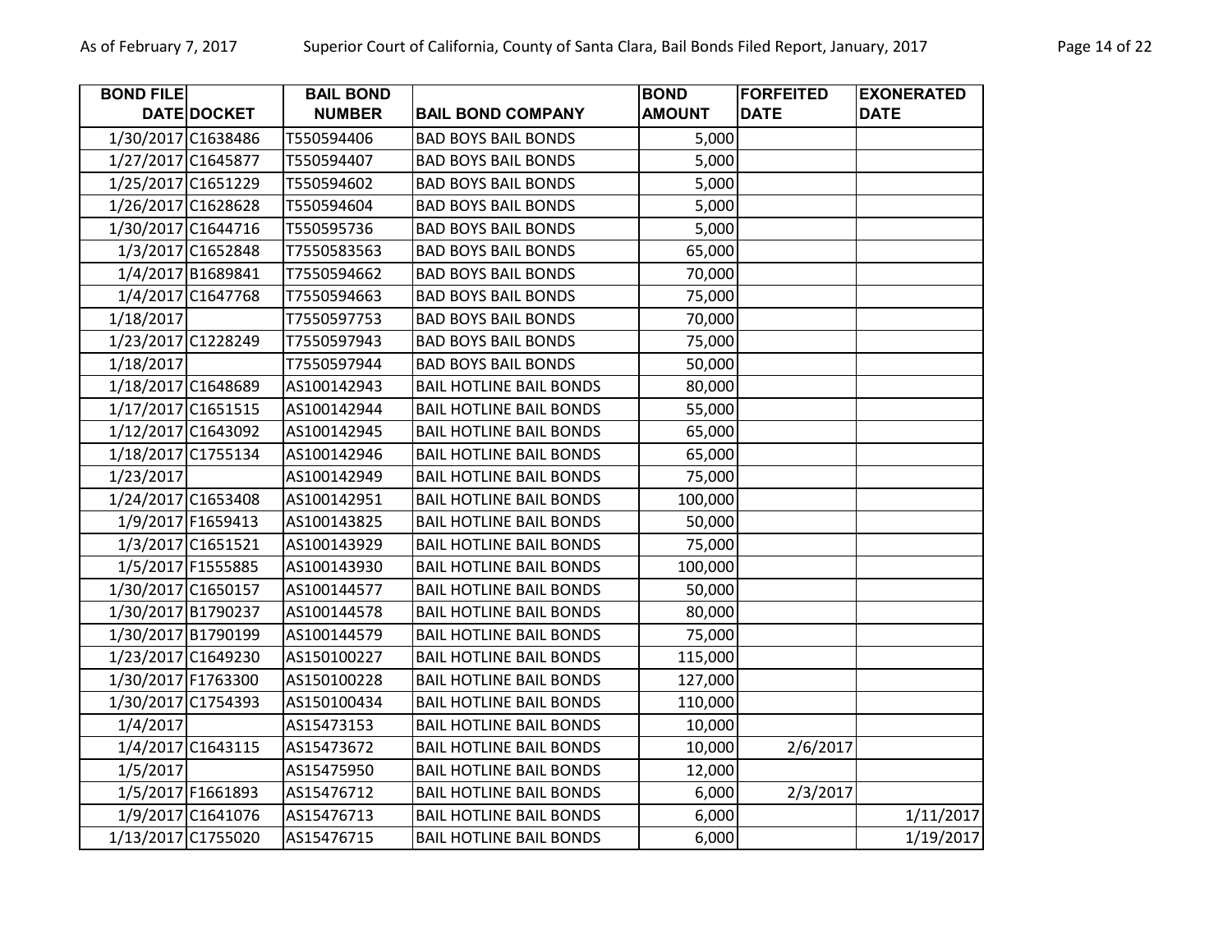| BOND FILE DATE | DOCKET | BAIL BOND NUMBER | BAIL BOND COMPANY | BOND AMOUNT | FORFEITED DATE | EXONERATED DATE |
|---|---|---|---|---|---|---|
| 1/30/2017 | C1638486 | T550594406 | BAD BOYS BAIL BONDS | 5,000 | | |
| 1/27/2017 | C1645877 | T550594407 | BAD BOYS BAIL BONDS | 5,000 | | |
| 1/25/2017 | C1651229 | T550594602 | BAD BOYS BAIL BONDS | 5,000 | | |
| 1/26/2017 | C1628628 | T550594604 | BAD BOYS BAIL BONDS | 5,000 | | |
| 1/30/2017 | C1644716 | T550595736 | BAD BOYS BAIL BONDS | 5,000 | | |
| 1/3/2017 | C1652848 | T7550583563 | BAD BOYS BAIL BONDS | 65,000 | | |
| 1/4/2017 | B1689841 | T7550594662 | BAD BOYS BAIL BONDS | 70,000 | | |
| 1/4/2017 | C1647768 | T7550594663 | BAD BOYS BAIL BONDS | 75,000 | | |
| 1/18/2017 | | T7550597753 | BAD BOYS BAIL BONDS | 70,000 | | |
| 1/23/2017 | C1228249 | T7550597943 | BAD BOYS BAIL BONDS | 75,000 | | |
| 1/18/2017 | | T7550597944 | BAD BOYS BAIL BONDS | 50,000 | | |
| 1/18/2017 | C1648689 | AS100142943 | BAIL HOTLINE BAIL BONDS | 80,000 | | |
| 1/17/2017 | C1651515 | AS100142944 | BAIL HOTLINE BAIL BONDS | 55,000 | | |
| 1/12/2017 | C1643092 | AS100142945 | BAIL HOTLINE BAIL BONDS | 65,000 | | |
| 1/18/2017 | C1755134 | AS100142946 | BAIL HOTLINE BAIL BONDS | 65,000 | | |
| 1/23/2017 | | AS100142949 | BAIL HOTLINE BAIL BONDS | 75,000 | | |
| 1/24/2017 | C1653408 | AS100142951 | BAIL HOTLINE BAIL BONDS | 100,000 | | |
| 1/9/2017 | F1659413 | AS100143825 | BAIL HOTLINE BAIL BONDS | 50,000 | | |
| 1/3/2017 | C1651521 | AS100143929 | BAIL HOTLINE BAIL BONDS | 75,000 | | |
| 1/5/2017 | F1555885 | AS100143930 | BAIL HOTLINE BAIL BONDS | 100,000 | | |
| 1/30/2017 | C1650157 | AS100144577 | BAIL HOTLINE BAIL BONDS | 50,000 | | |
| 1/30/2017 | B1790237 | AS100144578 | BAIL HOTLINE BAIL BONDS | 80,000 | | |
| 1/30/2017 | B1790199 | AS100144579 | BAIL HOTLINE BAIL BONDS | 75,000 | | |
| 1/23/2017 | C1649230 | AS150100227 | BAIL HOTLINE BAIL BONDS | 115,000 | | |
| 1/30/2017 | F1763300 | AS150100228 | BAIL HOTLINE BAIL BONDS | 127,000 | | |
| 1/30/2017 | C1754393 | AS150100434 | BAIL HOTLINE BAIL BONDS | 110,000 | | |
| 1/4/2017 | | AS15473153 | BAIL HOTLINE BAIL BONDS | 10,000 | | |
| 1/4/2017 | C1643115 | AS15473672 | BAIL HOTLINE BAIL BONDS | 10,000 | 2/6/2017 | |
| 1/5/2017 | | AS15475950 | BAIL HOTLINE BAIL BONDS | 12,000 | | |
| 1/5/2017 | F1661893 | AS15476712 | BAIL HOTLINE BAIL BONDS | 6,000 | 2/3/2017 | |
| 1/9/2017 | C1641076 | AS15476713 | BAIL HOTLINE BAIL BONDS | 6,000 | | 1/11/2017 |
| 1/13/2017 | C1755020 | AS15476715 | BAIL HOTLINE BAIL BONDS | 6,000 | | 1/19/2017 |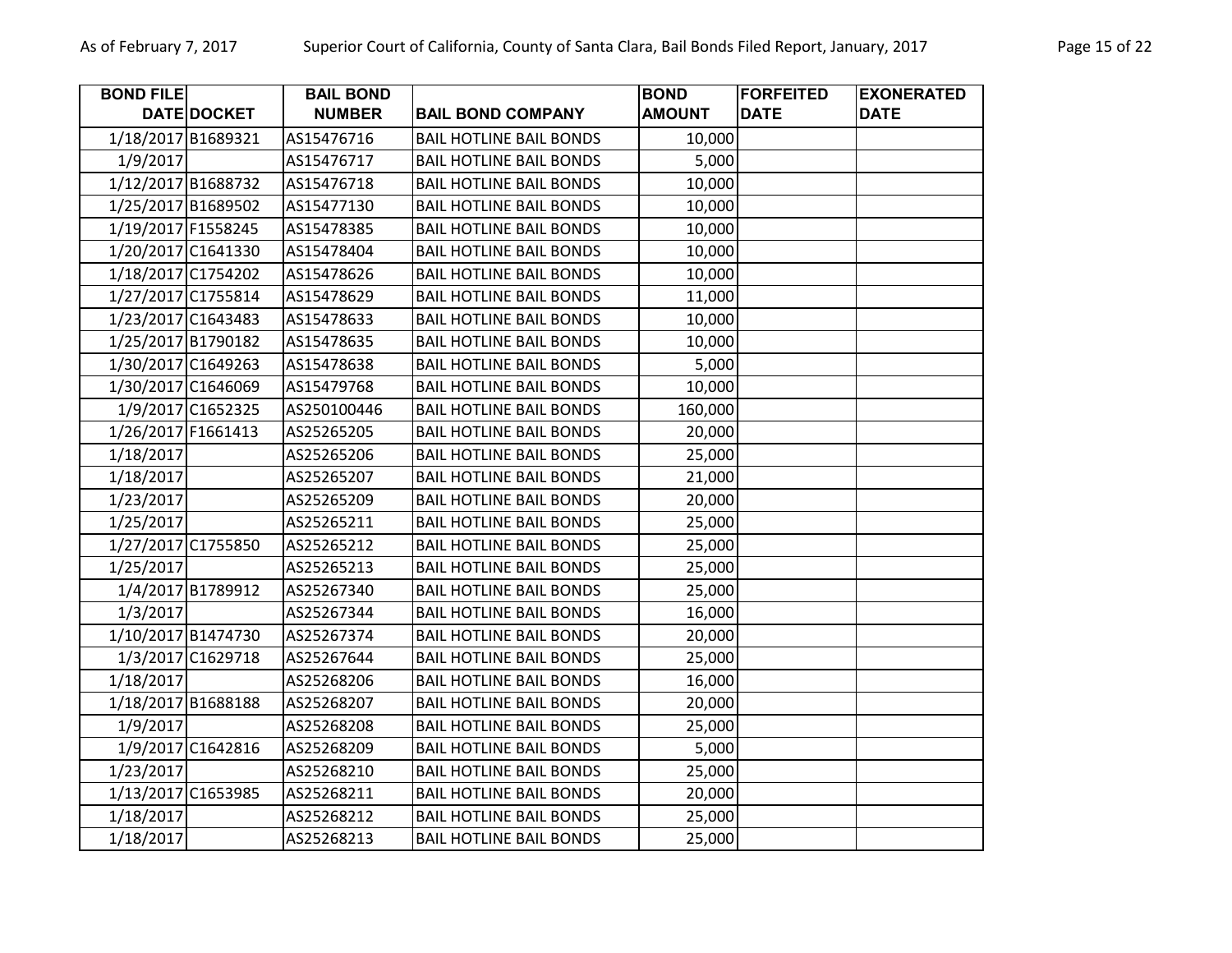| BOND FILE DATE | DOCKET | BAIL BOND NUMBER | BAIL BOND COMPANY | BOND AMOUNT | FORFEITED DATE | EXONERATED DATE |
|---|---|---|---|---|---|---|
| 1/18/2017 | B1689321 | AS15476716 | BAIL HOTLINE BAIL BONDS | 10,000 | | |
| 1/9/2017 | | AS15476717 | BAIL HOTLINE BAIL BONDS | 5,000 | | |
| 1/12/2017 | B1688732 | AS15476718 | BAIL HOTLINE BAIL BONDS | 10,000 | | |
| 1/25/2017 | B1689502 | AS15477130 | BAIL HOTLINE BAIL BONDS | 10,000 | | |
| 1/19/2017 | F1558245 | AS15478385 | BAIL HOTLINE BAIL BONDS | 10,000 | | |
| 1/20/2017 | C1641330 | AS15478404 | BAIL HOTLINE BAIL BONDS | 10,000 | | |
| 1/18/2017 | C1754202 | AS15478626 | BAIL HOTLINE BAIL BONDS | 10,000 | | |
| 1/27/2017 | C1755814 | AS15478629 | BAIL HOTLINE BAIL BONDS | 11,000 | | |
| 1/23/2017 | C1643483 | AS15478633 | BAIL HOTLINE BAIL BONDS | 10,000 | | |
| 1/25/2017 | B1790182 | AS15478635 | BAIL HOTLINE BAIL BONDS | 10,000 | | |
| 1/30/2017 | C1649263 | AS15478638 | BAIL HOTLINE BAIL BONDS | 5,000 | | |
| 1/30/2017 | C1646069 | AS15479768 | BAIL HOTLINE BAIL BONDS | 10,000 | | |
| 1/9/2017 | C1652325 | AS250100446 | BAIL HOTLINE BAIL BONDS | 160,000 | | |
| 1/26/2017 | F1661413 | AS25265205 | BAIL HOTLINE BAIL BONDS | 20,000 | | |
| 1/18/2017 | | AS25265206 | BAIL HOTLINE BAIL BONDS | 25,000 | | |
| 1/18/2017 | | AS25265207 | BAIL HOTLINE BAIL BONDS | 21,000 | | |
| 1/23/2017 | | AS25265209 | BAIL HOTLINE BAIL BONDS | 20,000 | | |
| 1/25/2017 | | AS25265211 | BAIL HOTLINE BAIL BONDS | 25,000 | | |
| 1/27/2017 | C1755850 | AS25265212 | BAIL HOTLINE BAIL BONDS | 25,000 | | |
| 1/25/2017 | | AS25265213 | BAIL HOTLINE BAIL BONDS | 25,000 | | |
| 1/4/2017 | B1789912 | AS25267340 | BAIL HOTLINE BAIL BONDS | 25,000 | | |
| 1/3/2017 | | AS25267344 | BAIL HOTLINE BAIL BONDS | 16,000 | | |
| 1/10/2017 | B1474730 | AS25267374 | BAIL HOTLINE BAIL BONDS | 20,000 | | |
| 1/3/2017 | C1629718 | AS25267644 | BAIL HOTLINE BAIL BONDS | 25,000 | | |
| 1/18/2017 | | AS25268206 | BAIL HOTLINE BAIL BONDS | 16,000 | | |
| 1/18/2017 | B1688188 | AS25268207 | BAIL HOTLINE BAIL BONDS | 20,000 | | |
| 1/9/2017 | | AS25268208 | BAIL HOTLINE BAIL BONDS | 25,000 | | |
| 1/9/2017 | C1642816 | AS25268209 | BAIL HOTLINE BAIL BONDS | 5,000 | | |
| 1/23/2017 | | AS25268210 | BAIL HOTLINE BAIL BONDS | 25,000 | | |
| 1/13/2017 | C1653985 | AS25268211 | BAIL HOTLINE BAIL BONDS | 20,000 | | |
| 1/18/2017 | | AS25268212 | BAIL HOTLINE BAIL BONDS | 25,000 | | |
| 1/18/2017 | | AS25268213 | BAIL HOTLINE BAIL BONDS | 25,000 | | |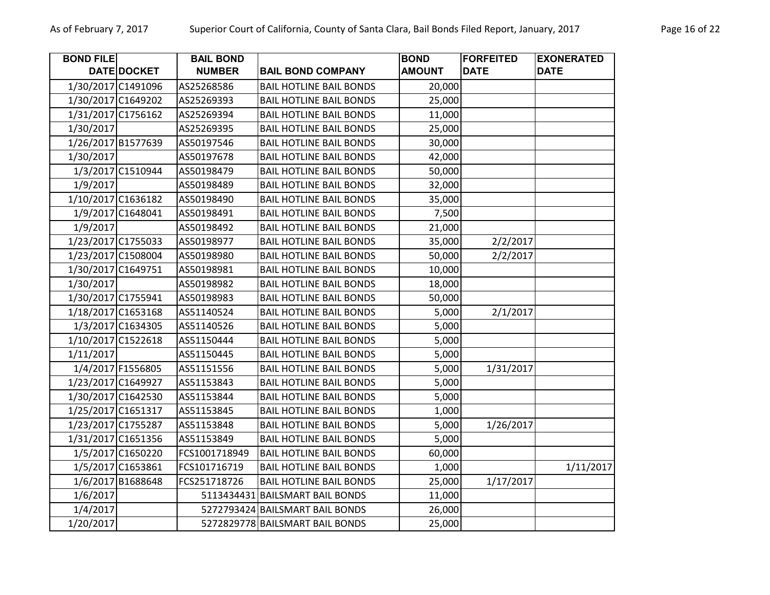| BOND FILE DATE | DOCKET | BAIL BOND NUMBER | BAIL BOND COMPANY | BOND AMOUNT | FORFEITED DATE | EXONERATED DATE |
|---|---|---|---|---|---|---|
| 1/30/2017 | C1491096 | AS25268586 | BAIL HOTLINE BAIL BONDS | 20,000 | | |
| 1/30/2017 | C1649202 | AS25269393 | BAIL HOTLINE BAIL BONDS | 25,000 | | |
| 1/31/2017 | C1756162 | AS25269394 | BAIL HOTLINE BAIL BONDS | 11,000 | | |
| 1/30/2017 | | AS25269395 | BAIL HOTLINE BAIL BONDS | 25,000 | | |
| 1/26/2017 | B1577639 | AS50197546 | BAIL HOTLINE BAIL BONDS | 30,000 | | |
| 1/30/2017 | | AS50197678 | BAIL HOTLINE BAIL BONDS | 42,000 | | |
| 1/3/2017 | C1510944 | AS50198479 | BAIL HOTLINE BAIL BONDS | 50,000 | | |
| 1/9/2017 | | AS50198489 | BAIL HOTLINE BAIL BONDS | 32,000 | | |
| 1/10/2017 | C1636182 | AS50198490 | BAIL HOTLINE BAIL BONDS | 35,000 | | |
| 1/9/2017 | C1648041 | AS50198491 | BAIL HOTLINE BAIL BONDS | 7,500 | | |
| 1/9/2017 | | AS50198492 | BAIL HOTLINE BAIL BONDS | 21,000 | | |
| 1/23/2017 | C1755033 | AS50198977 | BAIL HOTLINE BAIL BONDS | 35,000 | 2/2/2017 | |
| 1/23/2017 | C1508004 | AS50198980 | BAIL HOTLINE BAIL BONDS | 50,000 | 2/2/2017 | |
| 1/30/2017 | C1649751 | AS50198981 | BAIL HOTLINE BAIL BONDS | 10,000 | | |
| 1/30/2017 | | AS50198982 | BAIL HOTLINE BAIL BONDS | 18,000 | | |
| 1/30/2017 | C1755941 | AS50198983 | BAIL HOTLINE BAIL BONDS | 50,000 | | |
| 1/18/2017 | C1653168 | AS51140524 | BAIL HOTLINE BAIL BONDS | 5,000 | 2/1/2017 | |
| 1/3/2017 | C1634305 | AS51140526 | BAIL HOTLINE BAIL BONDS | 5,000 | | |
| 1/10/2017 | C1522618 | AS51150444 | BAIL HOTLINE BAIL BONDS | 5,000 | | |
| 1/11/2017 | | AS51150445 | BAIL HOTLINE BAIL BONDS | 5,000 | | |
| 1/4/2017 | F1556805 | AS51151556 | BAIL HOTLINE BAIL BONDS | 5,000 | 1/31/2017 | |
| 1/23/2017 | C1649927 | AS51153843 | BAIL HOTLINE BAIL BONDS | 5,000 | | |
| 1/30/2017 | C1642530 | AS51153844 | BAIL HOTLINE BAIL BONDS | 5,000 | | |
| 1/25/2017 | C1651317 | AS51153845 | BAIL HOTLINE BAIL BONDS | 1,000 | | |
| 1/23/2017 | C1755287 | AS51153848 | BAIL HOTLINE BAIL BONDS | 5,000 | 1/26/2017 | |
| 1/31/2017 | C1651356 | AS51153849 | BAIL HOTLINE BAIL BONDS | 5,000 | | |
| 1/5/2017 | C1650220 | FCS1001718949 | BAIL HOTLINE BAIL BONDS | 60,000 | | |
| 1/5/2017 | C1653861 | FCS101716719 | BAIL HOTLINE BAIL BONDS | 1,000 | | 1/11/2017 |
| 1/6/2017 | B1688648 | FCS251718726 | BAIL HOTLINE BAIL BONDS | 25,000 | 1/17/2017 | |
| 1/6/2017 | | 5113434431 | BAILSMART BAIL BONDS | 11,000 | | |
| 1/4/2017 | | 5272793424 | BAILSMART BAIL BONDS | 26,000 | | |
| 1/20/2017 | | 5272829778 | BAILSMART BAIL BONDS | 25,000 | | |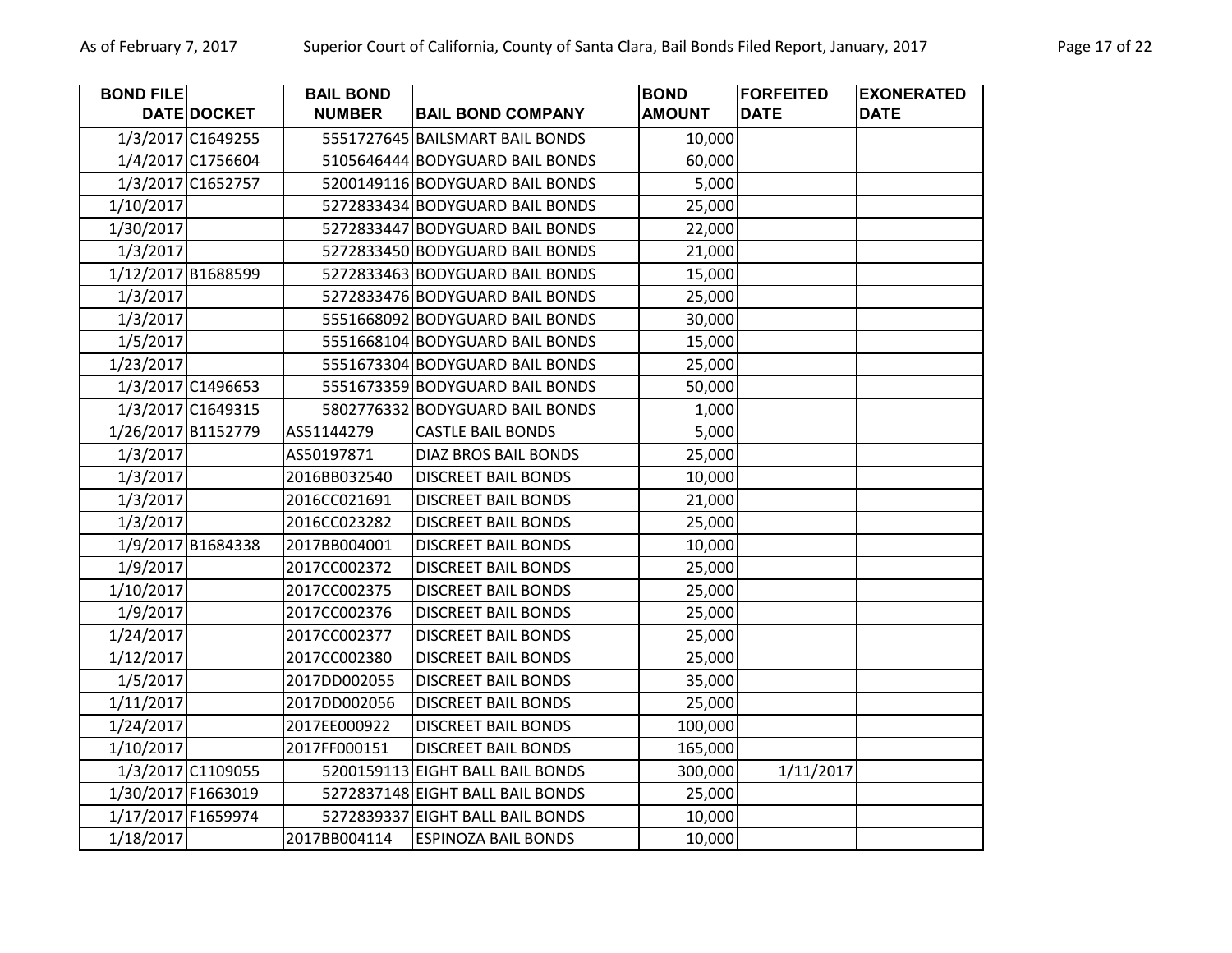| BOND FILE DATE | DOCKET | BAIL BOND NUMBER | BAIL BOND COMPANY | BOND AMOUNT | FORFEITED DATE | EXONERATED DATE |
|---|---|---|---|---|---|---|
| 1/3/2017 | C1649255 | 5551727645 | BAILSMART BAIL BONDS | 10,000 | | |
| 1/4/2017 | C1756604 | 5105646444 | BODYGUARD BAIL BONDS | 60,000 | | |
| 1/3/2017 | C1652757 | 5200149116 | BODYGUARD BAIL BONDS | 5,000 | | |
| 1/10/2017 | | 5272833434 | BODYGUARD BAIL BONDS | 25,000 | | |
| 1/30/2017 | | 5272833447 | BODYGUARD BAIL BONDS | 22,000 | | |
| 1/3/2017 | | 5272833450 | BODYGUARD BAIL BONDS | 21,000 | | |
| 1/12/2017 | B1688599 | 5272833463 | BODYGUARD BAIL BONDS | 15,000 | | |
| 1/3/2017 | | 5272833476 | BODYGUARD BAIL BONDS | 25,000 | | |
| 1/3/2017 | | 5551668092 | BODYGUARD BAIL BONDS | 30,000 | | |
| 1/5/2017 | | 5551668104 | BODYGUARD BAIL BONDS | 15,000 | | |
| 1/23/2017 | | 5551673304 | BODYGUARD BAIL BONDS | 25,000 | | |
| 1/3/2017 | C1496653 | 5551673359 | BODYGUARD BAIL BONDS | 50,000 | | |
| 1/3/2017 | C1649315 | 5802776332 | BODYGUARD BAIL BONDS | 1,000 | | |
| 1/26/2017 | B1152779 | AS51144279 | CASTLE BAIL BONDS | 5,000 | | |
| 1/3/2017 | | AS50197871 | DIAZ BROS BAIL BONDS | 25,000 | | |
| 1/3/2017 | | 2016BB032540 | DISCREET BAIL BONDS | 10,000 | | |
| 1/3/2017 | | 2016CC021691 | DISCREET BAIL BONDS | 21,000 | | |
| 1/3/2017 | | 2016CC023282 | DISCREET BAIL BONDS | 25,000 | | |
| 1/9/2017 | B1684338 | 2017BB004001 | DISCREET BAIL BONDS | 10,000 | | |
| 1/9/2017 | | 2017CC002372 | DISCREET BAIL BONDS | 25,000 | | |
| 1/10/2017 | | 2017CC002375 | DISCREET BAIL BONDS | 25,000 | | |
| 1/9/2017 | | 2017CC002376 | DISCREET BAIL BONDS | 25,000 | | |
| 1/24/2017 | | 2017CC002377 | DISCREET BAIL BONDS | 25,000 | | |
| 1/12/2017 | | 2017CC002380 | DISCREET BAIL BONDS | 25,000 | | |
| 1/5/2017 | | 2017DD002055 | DISCREET BAIL BONDS | 35,000 | | |
| 1/11/2017 | | 2017DD002056 | DISCREET BAIL BONDS | 25,000 | | |
| 1/24/2017 | | 2017EE000922 | DISCREET BAIL BONDS | 100,000 | | |
| 1/10/2017 | | 2017FF000151 | DISCREET BAIL BONDS | 165,000 | | |
| 1/3/2017 | C1109055 | 5200159113 | EIGHT BALL BAIL BONDS | 300,000 | 1/11/2017 | |
| 1/30/2017 | F1663019 | 5272837148 | EIGHT BALL BAIL BONDS | 25,000 | | |
| 1/17/2017 | F1659974 | 5272839337 | EIGHT BALL BAIL BONDS | 10,000 | | |
| 1/18/2017 | | 2017BB004114 | ESPINOZA BAIL BONDS | 10,000 | | |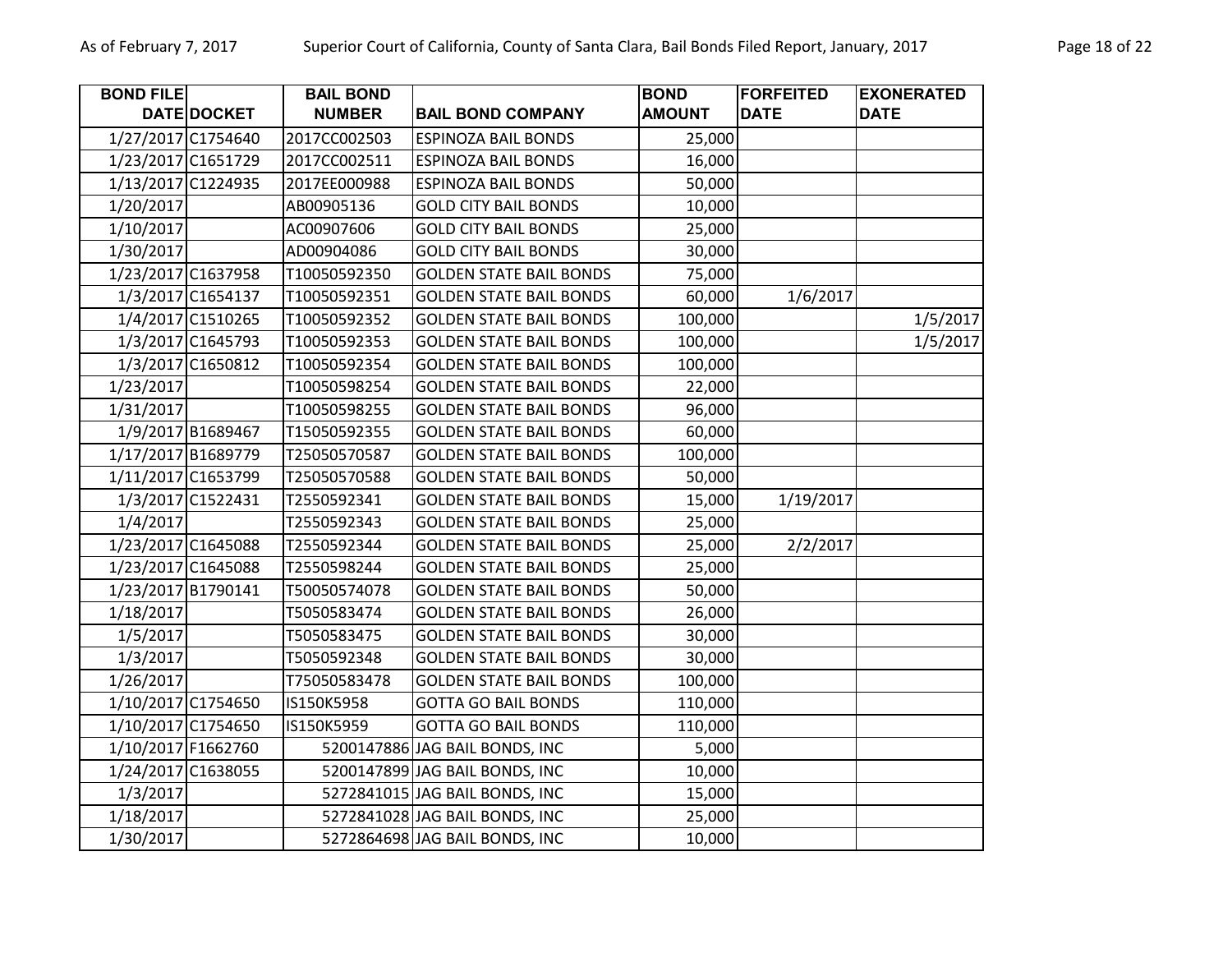| BOND FILE DATE | DOCKET | BAIL BOND NUMBER | BAIL BOND COMPANY | BOND AMOUNT | FORFEITED DATE | EXONERATED DATE |
|---|---|---|---|---|---|---|
| 1/27/2017 | C1754640 | 2017CC002503 | ESPINOZA BAIL BONDS | 25,000 | | |
| 1/23/2017 | C1651729 | 2017CC002511 | ESPINOZA BAIL BONDS | 16,000 | | |
| 1/13/2017 | C1224935 | 2017EE000988 | ESPINOZA BAIL BONDS | 50,000 | | |
| 1/20/2017 | | AB00905136 | GOLD CITY BAIL BONDS | 10,000 | | |
| 1/10/2017 | | AC00907606 | GOLD CITY BAIL BONDS | 25,000 | | |
| 1/30/2017 | | AD00904086 | GOLD CITY BAIL BONDS | 30,000 | | |
| 1/23/2017 | C1637958 | T10050592350 | GOLDEN STATE BAIL BONDS | 75,000 | | |
| 1/3/2017 | C1654137 | T10050592351 | GOLDEN STATE BAIL BONDS | 60,000 | 1/6/2017 | |
| 1/4/2017 | C1510265 | T10050592352 | GOLDEN STATE BAIL BONDS | 100,000 | | 1/5/2017 |
| 1/3/2017 | C1645793 | T10050592353 | GOLDEN STATE BAIL BONDS | 100,000 | | 1/5/2017 |
| 1/3/2017 | C1650812 | T10050592354 | GOLDEN STATE BAIL BONDS | 100,000 | | |
| 1/23/2017 | | T10050598254 | GOLDEN STATE BAIL BONDS | 22,000 | | |
| 1/31/2017 | | T10050598255 | GOLDEN STATE BAIL BONDS | 96,000 | | |
| 1/9/2017 | B1689467 | T15050592355 | GOLDEN STATE BAIL BONDS | 60,000 | | |
| 1/17/2017 | B1689779 | T25050570587 | GOLDEN STATE BAIL BONDS | 100,000 | | |
| 1/11/2017 | C1653799 | T25050570588 | GOLDEN STATE BAIL BONDS | 50,000 | | |
| 1/3/2017 | C1522431 | T2550592341 | GOLDEN STATE BAIL BONDS | 15,000 | 1/19/2017 | |
| 1/4/2017 | | T2550592343 | GOLDEN STATE BAIL BONDS | 25,000 | | |
| 1/23/2017 | C1645088 | T2550592344 | GOLDEN STATE BAIL BONDS | 25,000 | 2/2/2017 | |
| 1/23/2017 | C1645088 | T2550598244 | GOLDEN STATE BAIL BONDS | 25,000 | | |
| 1/23/2017 | B1790141 | T50050574078 | GOLDEN STATE BAIL BONDS | 50,000 | | |
| 1/18/2017 | | T5050583474 | GOLDEN STATE BAIL BONDS | 26,000 | | |
| 1/5/2017 | | T5050583475 | GOLDEN STATE BAIL BONDS | 30,000 | | |
| 1/3/2017 | | T5050592348 | GOLDEN STATE BAIL BONDS | 30,000 | | |
| 1/26/2017 | | T75050583478 | GOLDEN STATE BAIL BONDS | 100,000 | | |
| 1/10/2017 | C1754650 | IS150K5958 | GOTTA GO BAIL BONDS | 110,000 | | |
| 1/10/2017 | C1754650 | IS150K5959 | GOTTA GO BAIL BONDS | 110,000 | | |
| 1/10/2017 | F1662760 | 5200147886 | JAG BAIL BONDS, INC | 5,000 | | |
| 1/24/2017 | C1638055 | 5200147899 | JAG BAIL BONDS, INC | 10,000 | | |
| 1/3/2017 | | 5272841015 | JAG BAIL BONDS, INC | 15,000 | | |
| 1/18/2017 | | 5272841028 | JAG BAIL BONDS, INC | 25,000 | | |
| 1/30/2017 | | 5272864698 | JAG BAIL BONDS, INC | 10,000 | | |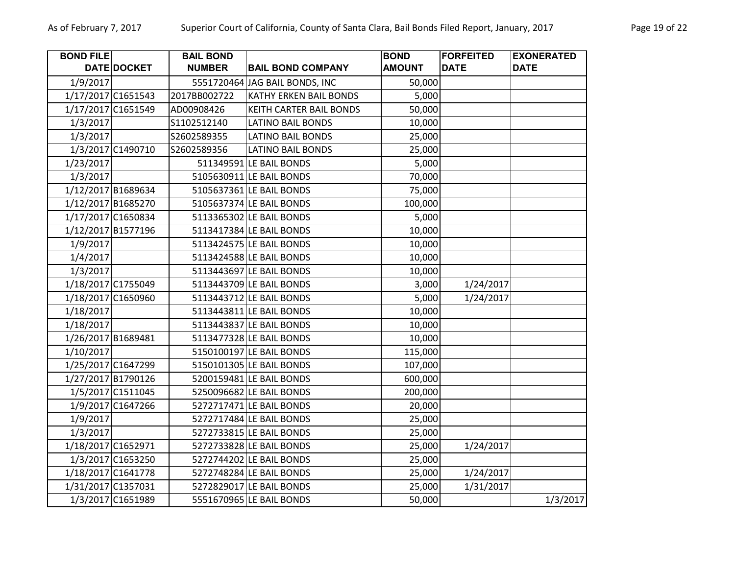| BOND FILE DATE | DOCKET | BAIL BOND NUMBER | BAIL BOND COMPANY | BOND AMOUNT | FORFEITED DATE | EXONERATED DATE |
|---|---|---|---|---|---|---|
| 1/9/2017 | | 5551720464 | JAG BAIL BONDS, INC | 50,000 | | |
| 1/17/2017 | C1651543 | 2017BB002722 | KATHY ERKEN BAIL BONDS | 5,000 | | |
| 1/17/2017 | C1651549 | AD00908426 | KEITH CARTER BAIL BONDS | 50,000 | | |
| 1/3/2017 | | S1102512140 | LATINO BAIL BONDS | 10,000 | | |
| 1/3/2017 | | S2602589355 | LATINO BAIL BONDS | 25,000 | | |
| 1/3/2017 | C1490710 | S2602589356 | LATINO BAIL BONDS | 25,000 | | |
| 1/23/2017 | | 511349591 | LE BAIL BONDS | 5,000 | | |
| 1/3/2017 | | 5105630911 | LE BAIL BONDS | 70,000 | | |
| 1/12/2017 | B1689634 | 5105637361 | LE BAIL BONDS | 75,000 | | |
| 1/12/2017 | B1685270 | 5105637374 | LE BAIL BONDS | 100,000 | | |
| 1/17/2017 | C1650834 | 5113365302 | LE BAIL BONDS | 5,000 | | |
| 1/12/2017 | B1577196 | 5113417384 | LE BAIL BONDS | 10,000 | | |
| 1/9/2017 | | 5113424575 | LE BAIL BONDS | 10,000 | | |
| 1/4/2017 | | 5113424588 | LE BAIL BONDS | 10,000 | | |
| 1/3/2017 | | 5113443697 | LE BAIL BONDS | 10,000 | | |
| 1/18/2017 | C1755049 | 5113443709 | LE BAIL BONDS | 3,000 | 1/24/2017 | |
| 1/18/2017 | C1650960 | 5113443712 | LE BAIL BONDS | 5,000 | 1/24/2017 | |
| 1/18/2017 | | 5113443811 | LE BAIL BONDS | 10,000 | | |
| 1/18/2017 | | 5113443837 | LE BAIL BONDS | 10,000 | | |
| 1/26/2017 | B1689481 | 5113477328 | LE BAIL BONDS | 10,000 | | |
| 1/10/2017 | | 5150100197 | LE BAIL BONDS | 115,000 | | |
| 1/25/2017 | C1647299 | 5150101305 | LE BAIL BONDS | 107,000 | | |
| 1/27/2017 | B1790126 | 5200159481 | LE BAIL BONDS | 600,000 | | |
| 1/5/2017 | C1511045 | 5250096682 | LE BAIL BONDS | 200,000 | | |
| 1/9/2017 | C1647266 | 5272717471 | LE BAIL BONDS | 20,000 | | |
| 1/9/2017 | | 5272717484 | LE BAIL BONDS | 25,000 | | |
| 1/3/2017 | | 5272733815 | LE BAIL BONDS | 25,000 | | |
| 1/18/2017 | C1652971 | 5272733828 | LE BAIL BONDS | 25,000 | 1/24/2017 | |
| 1/3/2017 | C1653250 | 5272744202 | LE BAIL BONDS | 25,000 | | |
| 1/18/2017 | C1641778 | 5272748284 | LE BAIL BONDS | 25,000 | 1/24/2017 | |
| 1/31/2017 | C1357031 | 5272829017 | LE BAIL BONDS | 25,000 | 1/31/2017 | |
| 1/3/2017 | C1651989 | 5551670965 | LE BAIL BONDS | 50,000 | | 1/3/2017 |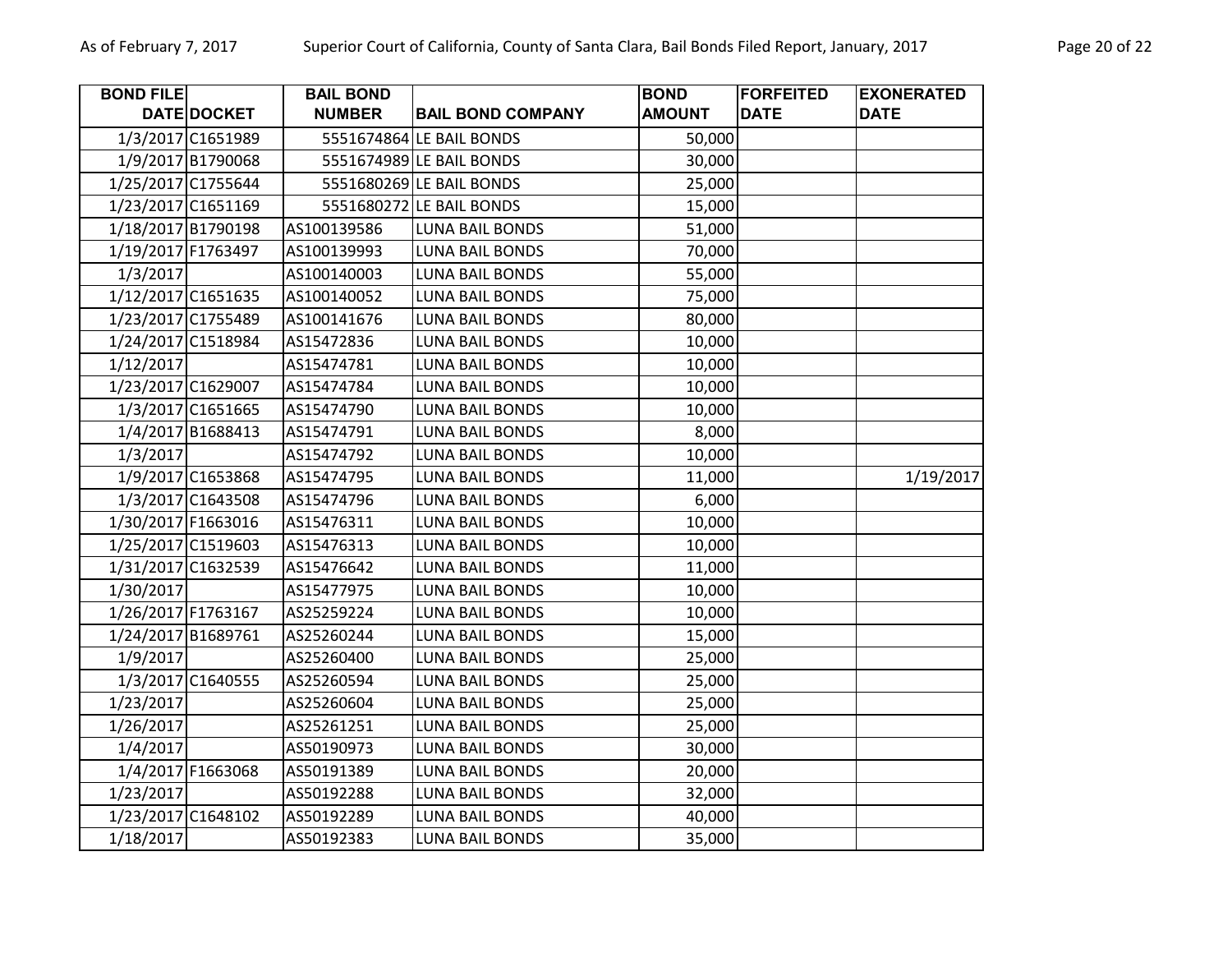| BOND FILE DATE | DOCKET | BAIL BOND NUMBER | BAIL BOND COMPANY | BOND AMOUNT | FORFEITED DATE | EXONERATED DATE |
|---|---|---|---|---|---|---|
| 1/3/2017 | C1651989 | 5551674864 | LE BAIL BONDS | 50,000 | | |
| 1/9/2017 | B1790068 | 5551674989 | LE BAIL BONDS | 30,000 | | |
| 1/25/2017 | C1755644 | 5551680269 | LE BAIL BONDS | 25,000 | | |
| 1/23/2017 | C1651169 | 5551680272 | LE BAIL BONDS | 15,000 | | |
| 1/18/2017 | B1790198 | AS100139586 | LUNA BAIL BONDS | 51,000 | | |
| 1/19/2017 | F1763497 | AS100139993 | LUNA BAIL BONDS | 70,000 | | |
| 1/3/2017 | | AS100140003 | LUNA BAIL BONDS | 55,000 | | |
| 1/12/2017 | C1651635 | AS100140052 | LUNA BAIL BONDS | 75,000 | | |
| 1/23/2017 | C1755489 | AS100141676 | LUNA BAIL BONDS | 80,000 | | |
| 1/24/2017 | C1518984 | AS15472836 | LUNA BAIL BONDS | 10,000 | | |
| 1/12/2017 | | AS15474781 | LUNA BAIL BONDS | 10,000 | | |
| 1/23/2017 | C1629007 | AS15474784 | LUNA BAIL BONDS | 10,000 | | |
| 1/3/2017 | C1651665 | AS15474790 | LUNA BAIL BONDS | 10,000 | | |
| 1/4/2017 | B1688413 | AS15474791 | LUNA BAIL BONDS | 8,000 | | |
| 1/3/2017 | | AS15474792 | LUNA BAIL BONDS | 10,000 | | |
| 1/9/2017 | C1653868 | AS15474795 | LUNA BAIL BONDS | 11,000 | | 1/19/2017 |
| 1/3/2017 | C1643508 | AS15474796 | LUNA BAIL BONDS | 6,000 | | |
| 1/30/2017 | F1663016 | AS15476311 | LUNA BAIL BONDS | 10,000 | | |
| 1/25/2017 | C1519603 | AS15476313 | LUNA BAIL BONDS | 10,000 | | |
| 1/31/2017 | C1632539 | AS15476642 | LUNA BAIL BONDS | 11,000 | | |
| 1/30/2017 | | AS15477975 | LUNA BAIL BONDS | 10,000 | | |
| 1/26/2017 | F1763167 | AS25259224 | LUNA BAIL BONDS | 10,000 | | |
| 1/24/2017 | B1689761 | AS25260244 | LUNA BAIL BONDS | 15,000 | | |
| 1/9/2017 | | AS25260400 | LUNA BAIL BONDS | 25,000 | | |
| 1/3/2017 | C1640555 | AS25260594 | LUNA BAIL BONDS | 25,000 | | |
| 1/23/2017 | | AS25260604 | LUNA BAIL BONDS | 25,000 | | |
| 1/26/2017 | | AS25261251 | LUNA BAIL BONDS | 25,000 | | |
| 1/4/2017 | | AS50190973 | LUNA BAIL BONDS | 30,000 | | |
| 1/4/2017 | F1663068 | AS50191389 | LUNA BAIL BONDS | 20,000 | | |
| 1/23/2017 | | AS50192288 | LUNA BAIL BONDS | 32,000 | | |
| 1/23/2017 | C1648102 | AS50192289 | LUNA BAIL BONDS | 40,000 | | |
| 1/18/2017 | | AS50192383 | LUNA BAIL BONDS | 35,000 | | |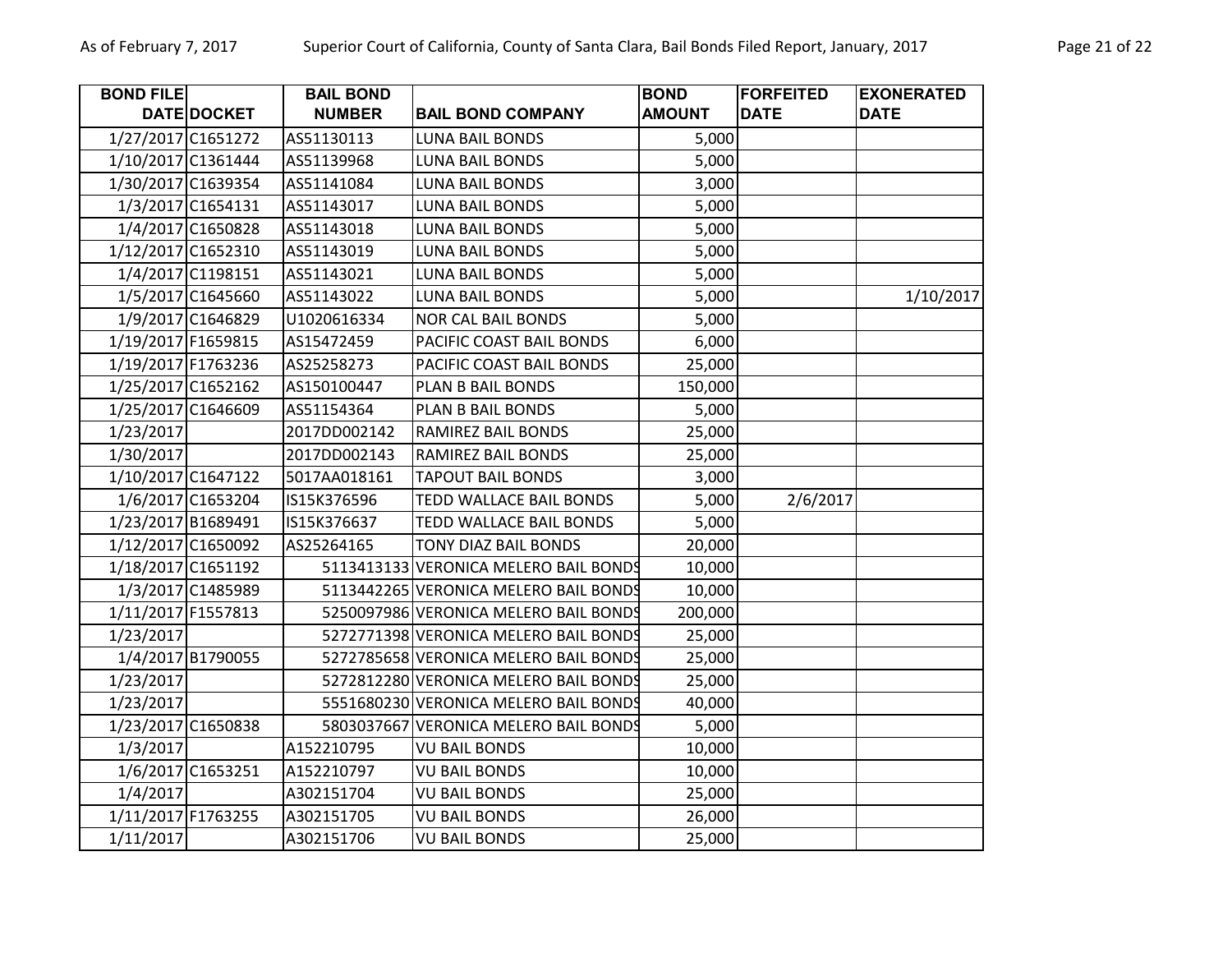| BOND FILE DATE | DOCKET | BAIL BOND NUMBER | BAIL BOND COMPANY | BOND AMOUNT | FORFEITED DATE | EXONERATED DATE |
|---|---|---|---|---|---|---|
| 1/27/2017 | C1651272 | AS51130113 | LUNA BAIL BONDS | 5,000 | | |
| 1/10/2017 | C1361444 | AS51139968 | LUNA BAIL BONDS | 5,000 | | |
| 1/30/2017 | C1639354 | AS51141084 | LUNA BAIL BONDS | 3,000 | | |
| 1/3/2017 | C1654131 | AS51143017 | LUNA BAIL BONDS | 5,000 | | |
| 1/4/2017 | C1650828 | AS51143018 | LUNA BAIL BONDS | 5,000 | | |
| 1/12/2017 | C1652310 | AS51143019 | LUNA BAIL BONDS | 5,000 | | |
| 1/4/2017 | C1198151 | AS51143021 | LUNA BAIL BONDS | 5,000 | | |
| 1/5/2017 | C1645660 | AS51143022 | LUNA BAIL BONDS | 5,000 | | 1/10/2017 |
| 1/9/2017 | C1646829 | U1020616334 | NOR CAL BAIL BONDS | 5,000 | | |
| 1/19/2017 | F1659815 | AS15472459 | PACIFIC COAST BAIL BONDS | 6,000 | | |
| 1/19/2017 | F1763236 | AS25258273 | PACIFIC COAST BAIL BONDS | 25,000 | | |
| 1/25/2017 | C1652162 | AS150100447 | PLAN B BAIL BONDS | 150,000 | | |
| 1/25/2017 | C1646609 | AS51154364 | PLAN B BAIL BONDS | 5,000 | | |
| 1/23/2017 | | 2017DD002142 | RAMIREZ BAIL BONDS | 25,000 | | |
| 1/30/2017 | | 2017DD002143 | RAMIREZ BAIL BONDS | 25,000 | | |
| 1/10/2017 | C1647122 | 5017AA018161 | TAPOUT BAIL BONDS | 3,000 | | |
| 1/6/2017 | C1653204 | IS15K376596 | TEDD WALLACE BAIL BONDS | 5,000 | 2/6/2017 | |
| 1/23/2017 | B1689491 | IS15K376637 | TEDD WALLACE BAIL BONDS | 5,000 | | |
| 1/12/2017 | C1650092 | AS25264165 | TONY DIAZ BAIL BONDS | 20,000 | | |
| 1/18/2017 | C1651192 | 5113413133 | VERONICA MELERO BAIL BONDS | 10,000 | | |
| 1/3/2017 | C1485989 | 5113442265 | VERONICA MELERO BAIL BONDS | 10,000 | | |
| 1/11/2017 | F1557813 | 5250097986 | VERONICA MELERO BAIL BONDS | 200,000 | | |
| 1/23/2017 | | 5272771398 | VERONICA MELERO BAIL BONDS | 25,000 | | |
| 1/4/2017 | B1790055 | 5272785658 | VERONICA MELERO BAIL BONDS | 25,000 | | |
| 1/23/2017 | | 5272812280 | VERONICA MELERO BAIL BONDS | 25,000 | | |
| 1/23/2017 | | 5551680230 | VERONICA MELERO BAIL BONDS | 40,000 | | |
| 1/23/2017 | C1650838 | 5803037667 | VERONICA MELERO BAIL BONDS | 5,000 | | |
| 1/3/2017 | | A152210795 | VU BAIL BONDS | 10,000 | | |
| 1/6/2017 | C1653251 | A152210797 | VU BAIL BONDS | 10,000 | | |
| 1/4/2017 | | A302151704 | VU BAIL BONDS | 25,000 | | |
| 1/11/2017 | F1763255 | A302151705 | VU BAIL BONDS | 26,000 | | |
| 1/11/2017 | | A302151706 | VU BAIL BONDS | 25,000 | | |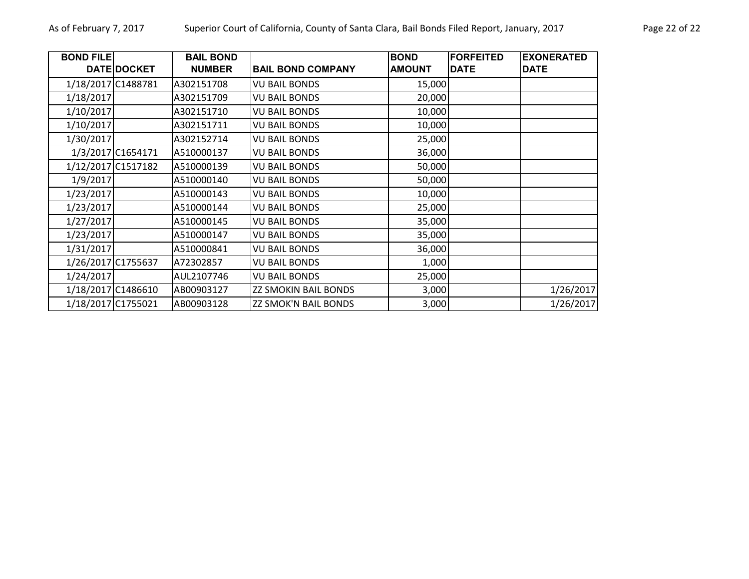| BOND FILE DATE | DOCKET | BAIL BOND NUMBER | BAIL BOND COMPANY | BOND AMOUNT | FORFEITED DATE | EXONERATED DATE |
|---|---|---|---|---|---|---|
| 1/18/2017 | C1488781 | A302151708 | VU BAIL BONDS | 15,000 | | |
| 1/18/2017 | | A302151709 | VU BAIL BONDS | 20,000 | | |
| 1/10/2017 | | A302151710 | VU BAIL BONDS | 10,000 | | |
| 1/10/2017 | | A302151711 | VU BAIL BONDS | 10,000 | | |
| 1/30/2017 | | A302152714 | VU BAIL BONDS | 25,000 | | |
| 1/3/2017 | C1654171 | A510000137 | VU BAIL BONDS | 36,000 | | |
| 1/12/2017 | C1517182 | A510000139 | VU BAIL BONDS | 50,000 | | |
| 1/9/2017 | | A510000140 | VU BAIL BONDS | 50,000 | | |
| 1/23/2017 | | A510000143 | VU BAIL BONDS | 10,000 | | |
| 1/23/2017 | | A510000144 | VU BAIL BONDS | 25,000 | | |
| 1/27/2017 | | A510000145 | VU BAIL BONDS | 35,000 | | |
| 1/23/2017 | | A510000147 | VU BAIL BONDS | 35,000 | | |
| 1/31/2017 | | A510000841 | VU BAIL BONDS | 36,000 | | |
| 1/26/2017 | C1755637 | A72302857 | VU BAIL BONDS | 1,000 | | |
| 1/24/2017 | | AUL2107746 | VU BAIL BONDS | 25,000 | | |
| 1/18/2017 | C1486610 | AB00903127 | ZZ SMOKIN BAIL BONDS | 3,000 | | 1/26/2017 |
| 1/18/2017 | C1755021 | AB00903128 | ZZ SMOK'N BAIL BONDS | 3,000 | | 1/26/2017 |